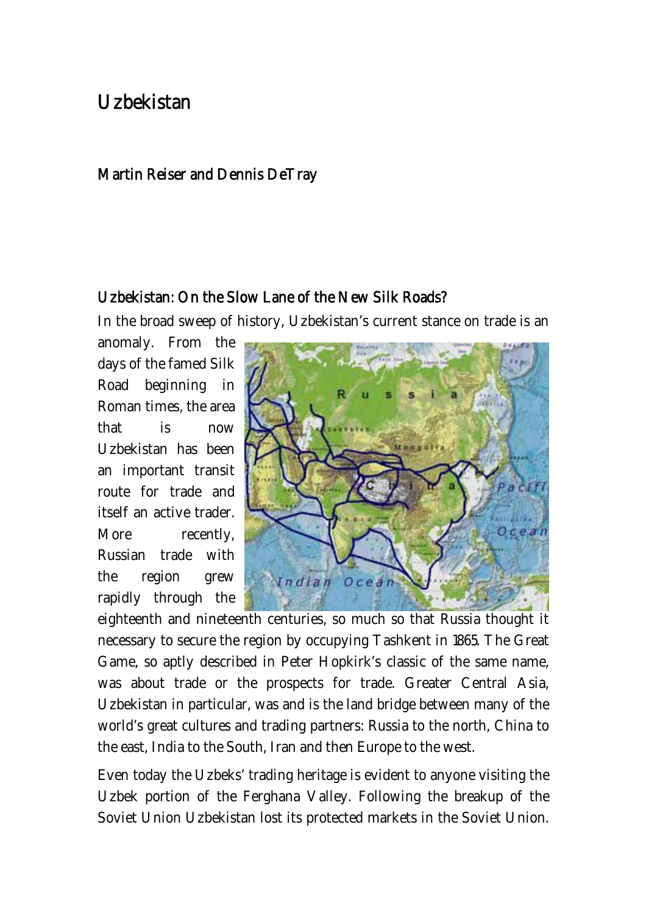# Uzbekistan

## Martin Reiser and Dennis DeTray

### Uzbekistan: On the Slow Lane of the New Silk Roads?

In the broad sweep of history, Uzbekistan's current stance on trade is an anomaly. From the days of the famed Silk Road beginning in Roman times, the area that is now Uzbekistan has been an important transit route for trade and itself an active trader. More recently, Russian trade with the region grew rapidly through the eighteenth and nineteenth centuries, so much so that Russia thought it necessary to secure the region by occupying Tashkent in 1865. The Great Game, so aptly described in Peter Hopkirk's classic of the same name, was about trade or the prospects for trade. Greater Central Asia, Uzbekistan in particular, was and is the land bridge between many of the world's great cultures and trading partners: Russia to the north, China to the east, India to the South, Iran and then Europe to the west.

Even today the Uzbeks' trading heritage is evident to anyone visiting the Uzbek portion of the Ferghana Valley. Following the breakup of the Soviet Union Uzbekistan lost its protected markets in the Soviet Union.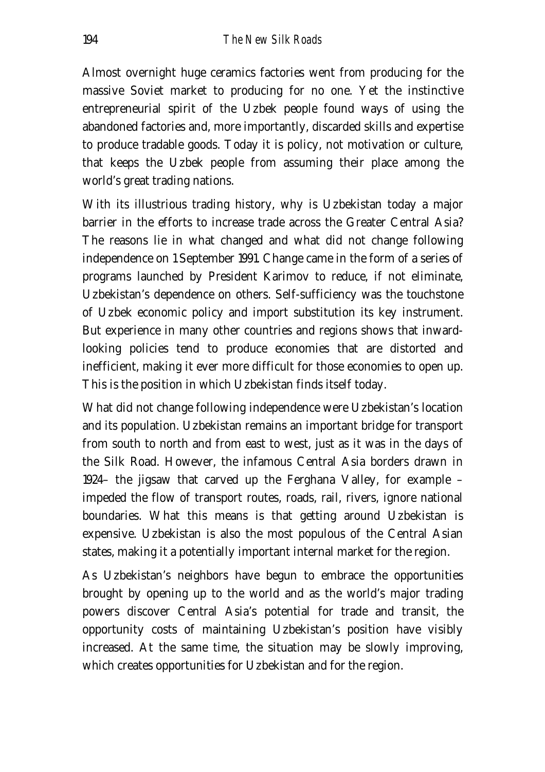Almost overnight huge ceramics factories went from producing for the massive Soviet market to producing for no one. Yet the instinctive entrepreneurial spirit of the Uzbek people found ways of using the abandoned factories and, more importantly, discarded skills and expertise to produce tradable goods. Today it is policy, not motivation or culture, that keeps the Uzbek people from assuming their place among the world's great trading nations.

With its illustrious trading history, why is Uzbekistan today a major barrier in the efforts to increase trade across the Greater Central Asia? The reasons lie in what changed and what did not change following independence on 1 September 1991. Change came in the form of a series of programs launched by President Karimov to reduce, if not eliminate, Uzbekistan's dependence on others. Self-sufficiency was the touchstone of Uzbek economic policy and import substitution its key instrument. But experience in many other countries and regions shows that inward-looking policies tend to produce economies that are distorted and inefficient, making it ever more difficult for those economies to open up. This is the position in which Uzbekistan finds itself today.

What did not change following independence were Uzbekistan's location and its population. Uzbekistan remains an important bridge for transport from south to north and from east to west, just as it was in the days of the Silk Road. However, the infamous Central Asia borders drawn in 1924– the jigsaw that carved up the Ferghana Valley, for example – impeded the flow of transport routes, roads, rail, rivers, ignore national boundaries. What this means is that getting around Uzbekistan is expensive. Uzbekistan is also the most populous of the Central Asian states, making it a potentially important internal market for the region.

As Uzbekistan's neighbors have begun to embrace the opportunities brought by opening up to the world and as the world's major trading powers discover Central Asia's potential for trade and transit, the opportunity costs of maintaining Uzbekistan's position have visibly increased. At the same time, the situation may be slowly improving, which creates opportunities for Uzbekistan and for the region.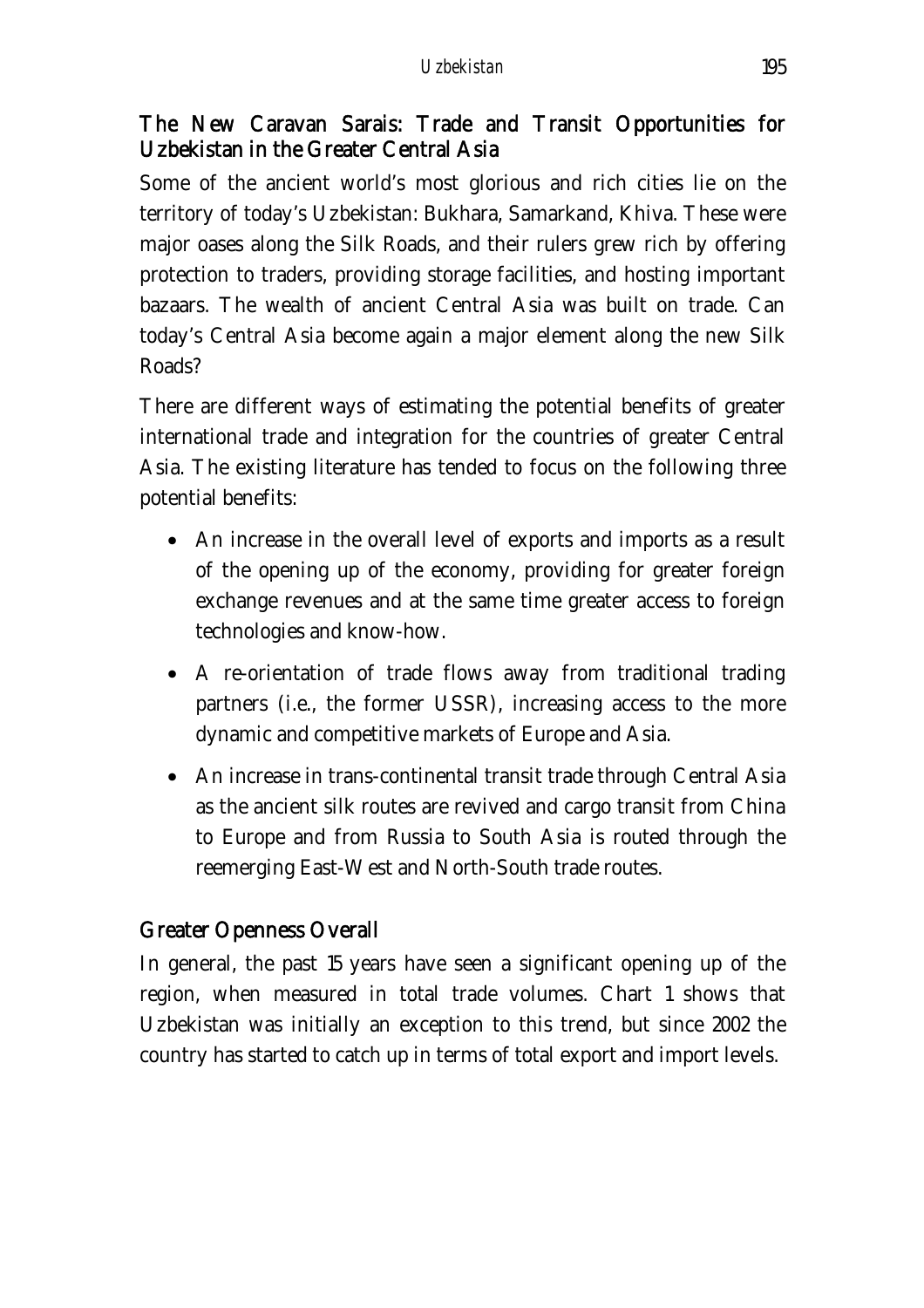## The New Caravan Sarais: Trade and Transit Opportunities for Uzbekistan in the Greater Central Asia

Some of the ancient world's most glorious and rich cities lie on the territory of today's Uzbekistan: Bukhara, Samarkand, Khiva. These were major oases along the Silk Roads, and their rulers grew rich by offering protection to traders, providing storage facilities, and hosting important bazaars. The wealth of ancient Central Asia was built on trade. Can today's Central Asia become again a major element along the new Silk Roads?

There are different ways of estimating the potential benefits of greater international trade and integration for the countries of greater Central Asia. The existing literature has tended to focus on the following three potential benefits:

- An increase in the overall level of exports and imports as a result of the opening up of the economy, providing for greater foreign exchange revenues and at the same time greater access to foreign technologies and know-how.
- A re-orientation of trade flows away from traditional trading partners (i.e., the former USSR), increasing access to the more dynamic and competitive markets of Europe and Asia.
- An increase in trans-continental transit trade through Central Asia as the ancient silk routes are revived and cargo transit from China to Europe and from Russia to South Asia is routed through the reemerging East-West and North-South trade routes.

### Greater Openness Overall

In general, the past 15 years have seen a significant opening up of the region, when measured in total trade volumes. Chart 1 shows that Uzbekistan was initially an exception to this trend, but since 2002 the country has started to catch up in terms of total export and import levels.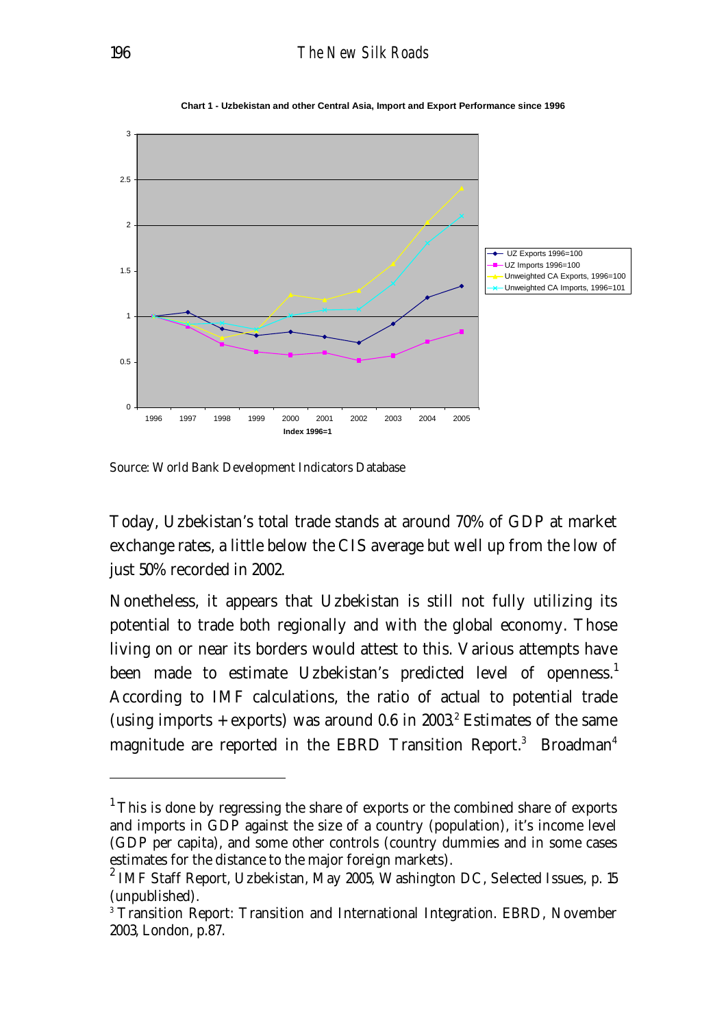**Chart 1 - Uzbekistan and other Central Asia, Import and Export Performance since 1996**

Source: World Bank Development Indicators Database

Today, Uzbekistan's total trade stands at around 70% of GDP at market exchange rates, a little below the CIS average but well up from the low of just 50% recorded in 2002.

Nonetheless, it appears that Uzbekistan is still not fully utilizing its potential to trade both regionally and with the global economy. Those living on or near its borders would attest to this. Various attempts have been made to estimate Uzbekistan's predicted level of openness.[1] According to IMF calculations, the ratio of actual to potential trade (using imports + exports) was around 0.6 in 2003.[2] Estimates of the same magnitude are reported in the EBRD Transition Report.[3] Broadman[4]

---

[1] This is done by regressing the share of exports or the combined share of exports and imports in GDP against the size of a country (population), it's income level (GDP per capita), and some other controls (country dummies and in some cases estimates for the distance to the major foreign markets).

[2] IMF Staff Report, Uzbekistan, May 2005, Washington DC, Selected Issues, p. 15 (unpublished).

[3] Transition Report: Transition and International Integration. EBRD, November 2003, London, p.87.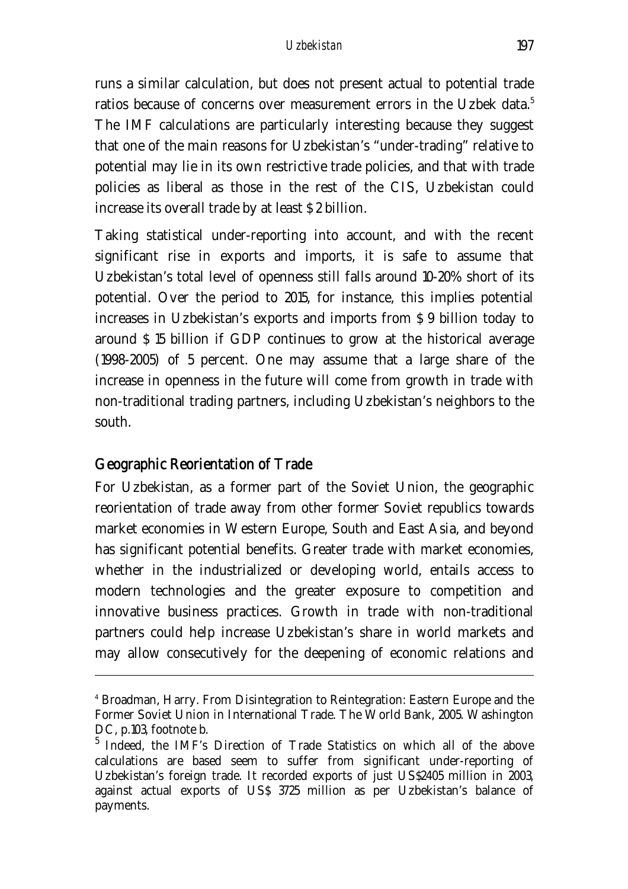runs a similar calculation, but does not present actual to potential trade ratios because of concerns over measurement errors in the Uzbek data.[5] The IMF calculations are particularly interesting because they suggest that one of the main reasons for Uzbekistan's "under-trading" relative to potential may lie in its own restrictive trade policies, and that with trade policies as liberal as those in the rest of the CIS, Uzbekistan could increase its overall trade by at least $ 2 billion.

Taking statistical under-reporting into account, and with the recent significant rise in exports and imports, it is safe to assume that Uzbekistan's total level of openness still falls around 10-20% short of its potential. Over the period to 2015, for instance, this implies potential increases in Uzbekistan's exports and imports from $ 9 billion today to around $ 15 billion if GDP continues to grow at the historical average (1998-2005) of 5 percent. One may assume that a large share of the increase in openness in the future will come from growth in trade with non-traditional trading partners, including Uzbekistan's neighbors to the south.

## Geographic Reorientation of Trade

For Uzbekistan, as a former part of the Soviet Union, the geographic reorientation of trade away from other former Soviet republics towards market economies in Western Europe, South and East Asia, and beyond has significant potential benefits. Greater trade with market economies, whether in the industrialized or developing world, entails access to modern technologies and the greater exposure to competition and innovative business practices. Growth in trade with non-traditional partners could help increase Uzbekistan's share in world markets and may allow consecutively for the deepening of economic relations and

---

[4] Broadman, Harry. From Disintegration to Reintegration: Eastern Europe and the Former Soviet Union in International Trade. The World Bank, 2005. Washington DC, p.103, footnote b.

[5] Indeed, the IMF's Direction of Trade Statistics on which all of the above calculations are based seem to suffer from significant under-reporting of Uzbekistan's foreign trade. It recorded exports of just US$2405 million in 2003, against actual exports of US$ 3725 million as per Uzbekistan's balance of payments.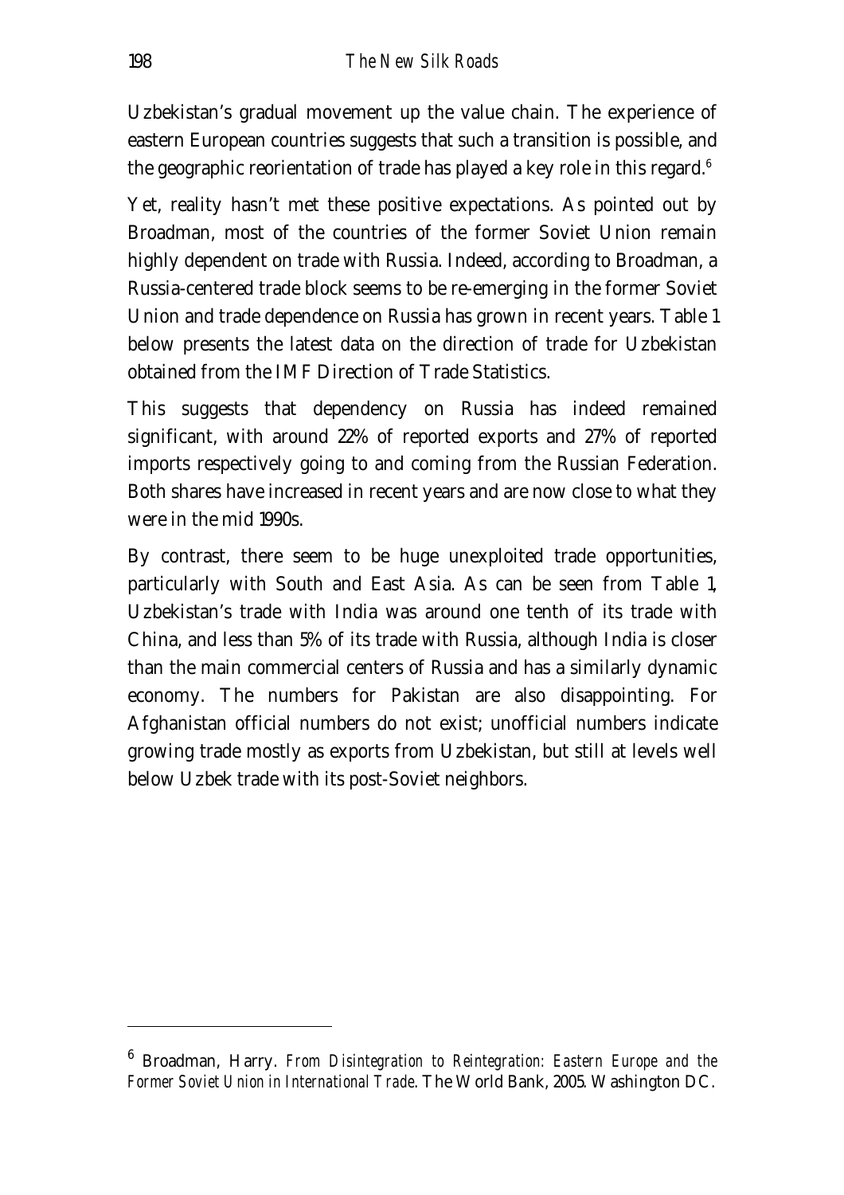Uzbekistan's gradual movement up the value chain. The experience of eastern European countries suggests that such a transition is possible, and the geographic reorientation of trade has played a key role in this regard.[6]

Yet, reality hasn't met these positive expectations. As pointed out by Broadman, most of the countries of the former Soviet Union remain highly dependent on trade with Russia. Indeed, according to Broadman, a Russia-centered trade block seems to be re-emerging in the former Soviet Union and trade dependence on Russia has grown in recent years. Table 1 below presents the latest data on the direction of trade for Uzbekistan obtained from the IMF Direction of Trade Statistics.

This suggests that dependency on Russia has indeed remained significant, with around 22% of reported exports and 27% of reported imports respectively going to and coming from the Russian Federation. Both shares have increased in recent years and are now close to what they were in the mid 1990s.

By contrast, there seem to be huge unexploited trade opportunities, particularly with South and East Asia. As can be seen from Table 1, Uzbekistan's trade with India was around one tenth of its trade with China, and less than 5% of its trade with Russia, although India is closer than the main commercial centers of Russia and has a similarly dynamic economy. The numbers for Pakistan are also disappointing. For Afghanistan official numbers do not exist; unofficial numbers indicate growing trade mostly as exports from Uzbekistan, but still at levels well below Uzbek trade with its post-Soviet neighbors.

---

[6] Broadman, Harry. *From Disintegration to Reintegration: Eastern Europe and the Former Soviet Union in International Trade*. The World Bank, 2005. Washington DC.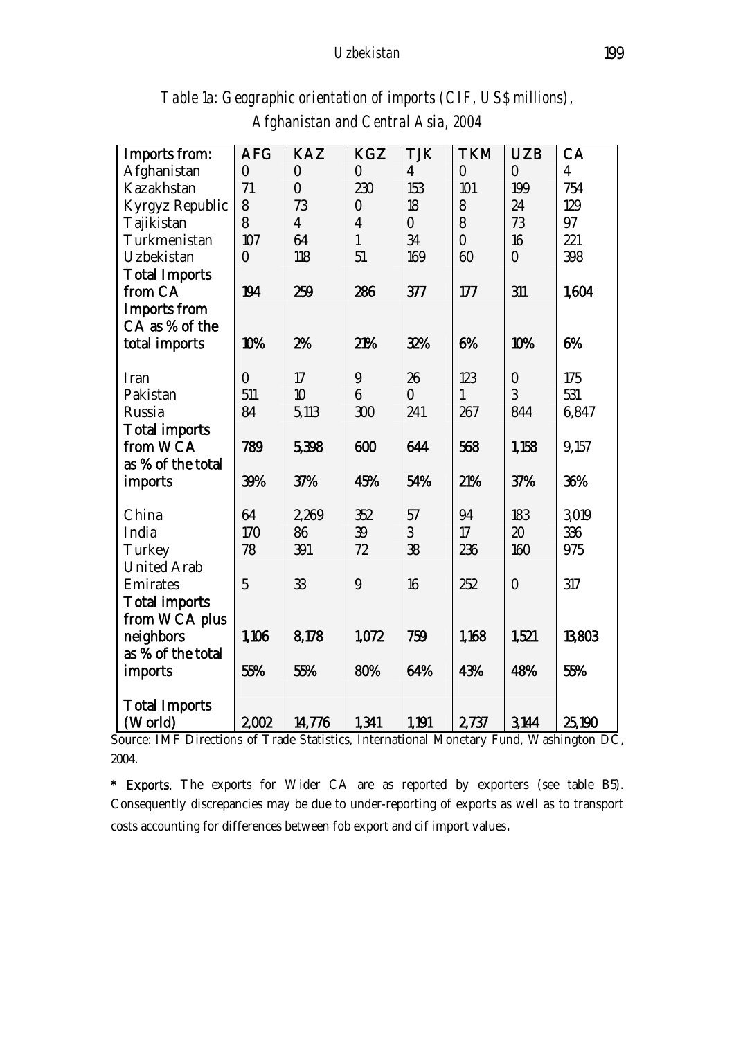*Table 1a: Geographic orientation of imports (CIF, US$ millions), Afghanistan and Central Asia, 2004*

| Imports from: | AFG | KAZ | KGZ | TJK | TKM | UZB | CA |
|---|---|---|---|---|---|---|---|
| Afghanistan | 0 | 0 | 0 | 4 | 0 | 0 | 4 |
| Kazakhstan | 71 | 0 | 230 | 153 | 101 | 199 | 754 |
| Kyrgyz Republic | 8 | 73 | 0 | 18 | 8 | 24 | 129 |
| Tajikistan | 8 | 4 | 4 | 0 | 8 | 73 | 97 |
| Turkmenistan | 107 | 64 | 1 | 34 | 0 | 16 | 221 |
| Uzbekistan | 0 | 118 | 51 | 169 | 60 | 0 | 398 |
| **Total Imports from CA** | **194** | **259** | **286** | **377** | **177** | **311** | **1,604** |
| **Imports from CA as % of the total imports** | **10%** | **2%** | **21%** | **32%** | **6%** | **10%** | **6%** |
| Iran | 0 | 17 | 9 | 26 | 123 | 0 | 175 |
| Pakistan | 511 | 10 | 6 | 0 | 1 | 3 | 531 |
| Russia | 84 | 5,113 | 300 | 241 | 267 | 844 | 6,847 |
| **Total imports from WCA** | **789** | **5,398** | **600** | **644** | **568** | **1,158** | **9,157** |
| **as % of the total imports** | **39%** | **37%** | **45%** | **54%** | **21%** | **37%** | **36%** |
| China | 64 | 2,269 | 352 | 57 | 94 | 183 | 3,019 |
| India | 170 | 86 | 39 | 3 | 17 | 20 | 336 |
| Turkey | 78 | 391 | 72 | 38 | 236 | 160 | 975 |
| United Arab Emirates | 5 | 33 | 9 | 16 | 252 | 0 | 317 |
| **Total imports from WCA plus neighbors** | **1,106** | **8,178** | **1,072** | **759** | **1,168** | **1,521** | **13,803** |
| **as % of the total imports** | **55%** | **55%** | **80%** | **64%** | **43%** | **48%** | **55%** |
| **Total Imports (World)** | **2,002** | **14,776** | **1,341** | **1,191** | **2,737** | **3,144** | **25,190** |

Source: IMF Directions of Trade Statistics, International Monetary Fund, Washington DC, 2004.

**\* Exports.** The exports for Wider CA are as reported by exporters (see table B5). Consequently discrepancies may be due to under-reporting of exports as well as to transport costs accounting for differences between fob export and cif import values.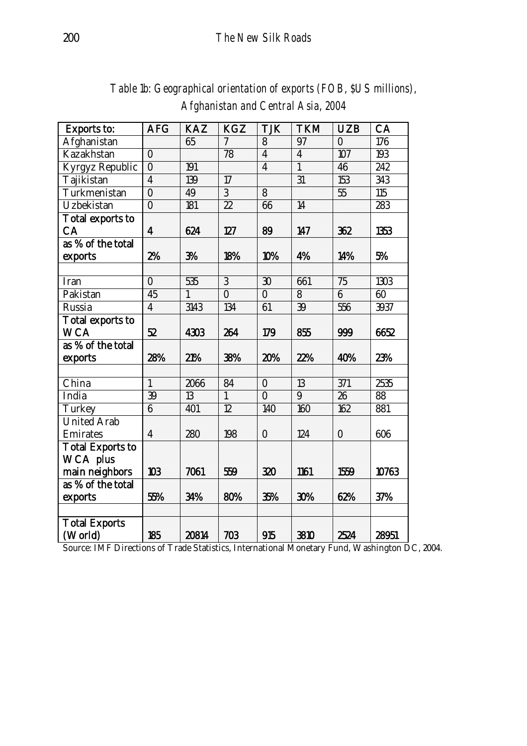*Table 1b: Geographical orientation of exports (FOB, $US millions), Afghanistan and Central Asia, 2004*

| Exports to: | AFG | KAZ | KGZ | TJK | TKM | UZB | CA |
|---|---|---|---|---|---|---|---|
| Afghanistan | | 65 | 7 | 8 | 97 | 0 | 176 |
| Kazakhstan | 0 | | 78 | 4 | 4 | 107 | 193 |
| Kyrgyz Republic | 0 | 191 | | 4 | 1 | 46 | 242 |
| Tajikistan | 4 | 139 | 17 | | 31 | 153 | 343 |
| Turkmenistan | 0 | 49 | 3 | 8 | | 55 | 115 |
| Uzbekistan | 0 | 181 | 22 | 66 | 14 | | 283 |
| **Total exports to CA** | **4** | **624** | **127** | **89** | **147** | **362** | **1353** |
| **as % of the total exports** | **2%** | **3%** | **18%** | **10%** | **4%** | **14%** | **5%** |
| | | | | | | | |
| Iran | 0 | 535 | 3 | 30 | 661 | 75 | 1303 |
| Pakistan | 45 | 1 | 0 | 0 | 8 | 6 | 60 |
| Russia | 4 | 3143 | 134 | 61 | 39 | 556 | 3937 |
| **Total exports to WCA** | **52** | **4303** | **264** | **179** | **855** | **999** | **6652** |
| **as % of the total exports** | **28%** | **21%** | **38%** | **20%** | **22%** | **40%** | **23%** |
| | | | | | | | |
| China | 1 | 2066 | 84 | 0 | 13 | 371 | 2535 |
| India | 39 | 13 | 1 | 0 | 9 | 26 | 88 |
| Turkey | 6 | 401 | 12 | 140 | 160 | 162 | 881 |
| United Arab Emirates | 4 | 280 | 198 | 0 | 124 | 0 | 606 |
| **Total Exports to WCA plus main neighbors** | **103** | **7061** | **559** | **320** | **1161** | **1559** | **10763** |
| **as % of the total exports** | **55%** | **34%** | **80%** | **35%** | **30%** | **62%** | **37%** |
| | | | | | | | |
| **Total Exports (World)** | **185** | **20814** | **703** | **915** | **3810** | **2524** | **28951** |

Source: IMF Directions of Trade Statistics, International Monetary Fund, Washington DC, 2004.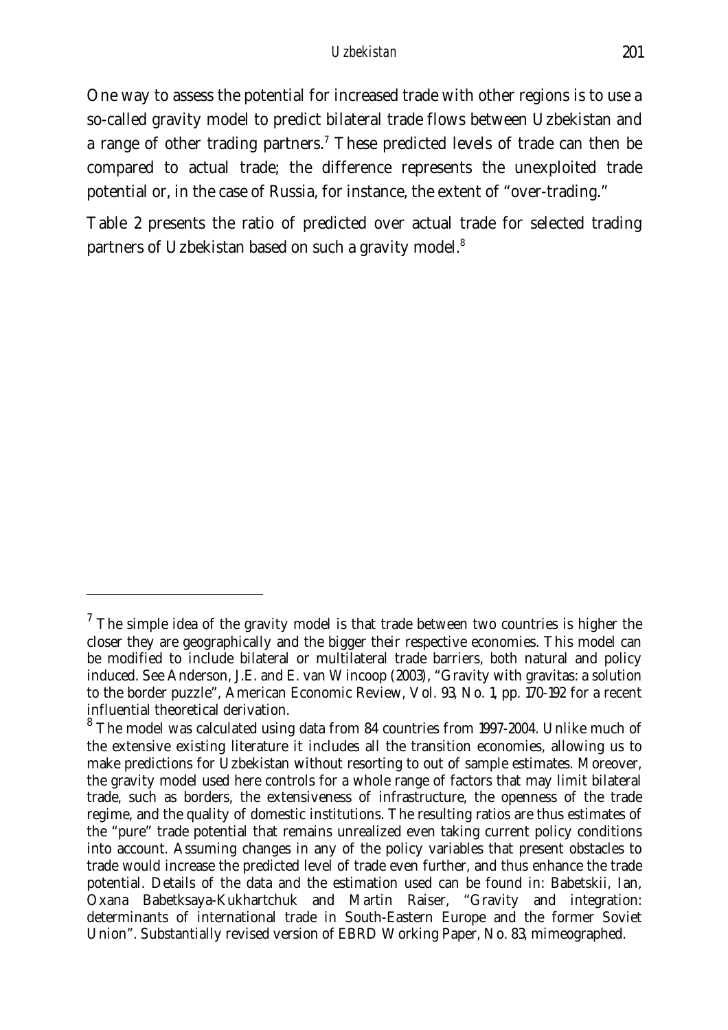One way to assess the potential for increased trade with other regions is to use a so-called gravity model to predict bilateral trade flows between Uzbekistan and a range of other trading partners.[7] These predicted levels of trade can then be compared to actual trade; the difference represents the unexploited trade potential or, in the case of Russia, for instance, the extent of "over-trading."

Table 2 presents the ratio of predicted over actual trade for selected trading partners of Uzbekistan based on such a gravity model.[8]

---

[7] The simple idea of the gravity model is that trade between two countries is higher the closer they are geographically and the bigger their respective economies. This model can be modified to include bilateral or multilateral trade barriers, both natural and policy induced. See Anderson, J.E. and E. van Wincoop (2003), "Gravity with gravitas: a solution to the border puzzle", American Economic Review, Vol. 93, No. 1, pp. 170-192 for a recent influential theoretical derivation.

[8] The model was calculated using data from 84 countries from 1997-2004. Unlike much of the extensive existing literature it includes all the transition economies, allowing us to make predictions for Uzbekistan without resorting to out of sample estimates. Moreover, the gravity model used here controls for a whole range of factors that may limit bilateral trade, such as borders, the extensiveness of infrastructure, the openness of the trade regime, and the quality of domestic institutions. The resulting ratios are thus estimates of the "pure" trade potential that remains unrealized even taking current policy conditions into account. Assuming changes in any of the policy variables that present obstacles to trade would increase the predicted level of trade even further, and thus enhance the trade potential. Details of the data and the estimation used can be found in: Babetskii, Ian, Oxana Babetksaya-Kukhartchuk and Martin Raiser, "Gravity and integration: determinants of international trade in South-Eastern Europe and the former Soviet Union". Substantially revised version of EBRD Working Paper, No. 83, mimeographed.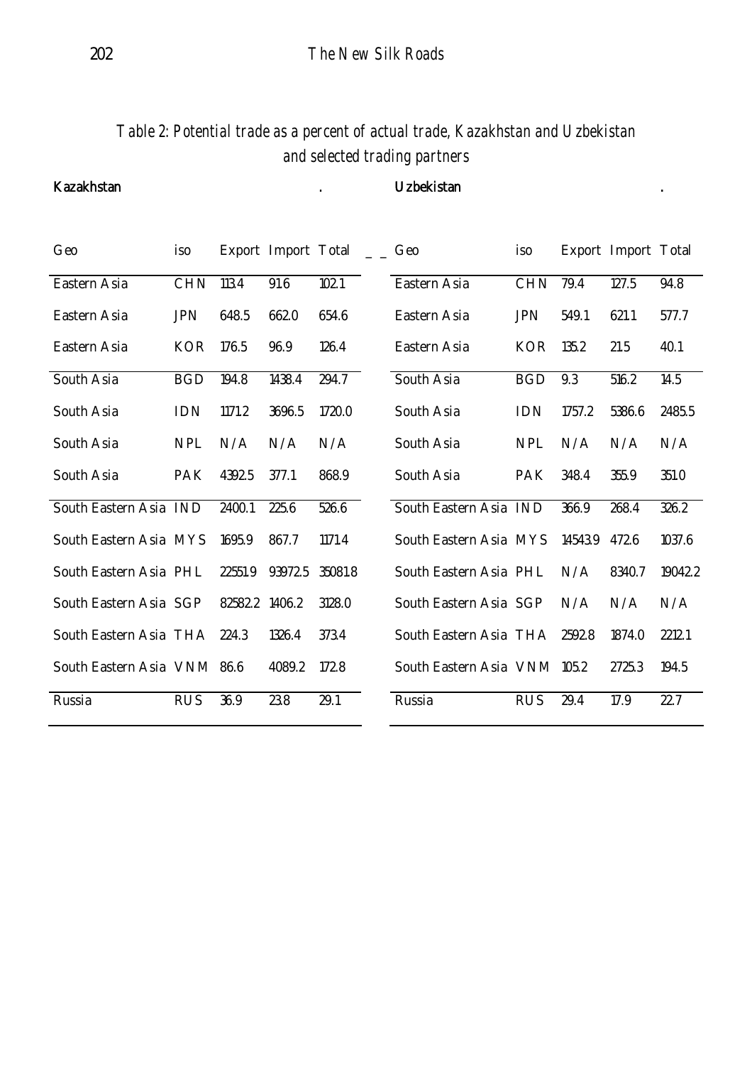*Table 2: Potential trade as a percent of actual trade, Kazakhstan and Uzbekistan and selected trading partners*

**Kazakhstan**

| Geo | iso | Export | Import | Total |
|---|---|---|---|---|
| Eastern Asia | CHN | 113.4 | 91.6 | 102.1 |
| Eastern Asia | JPN | 648.5 | 662.0 | 654.6 |
| Eastern Asia | KOR | 176.5 | 96.9 | 126.4 |
| South Asia | BGD | 194.8 | 1438.4 | 294.7 |
| South Asia | IDN | 1171.2 | 3696.5 | 1720.0 |
| South Asia | NPL | N/A | N/A | N/A |
| South Asia | PAK | 4392.5 | 377.1 | 868.9 |
| South Eastern Asia | IND | 2400.1 | 225.6 | 526.6 |
| South Eastern Asia | MYS | 1695.9 | 867.7 | 1171.4 |
| South Eastern Asia | PHL | 22551.9 | 93972.5 | 35081.8 |
| South Eastern Asia | SGP | 82582.2 | 1406.2 | 3128.0 |
| South Eastern Asia | THA | 224.3 | 1326.4 | 373.4 |
| South Eastern Asia | VNM | 86.6 | 4089.2 | 172.8 |
| Russia | RUS | 36.9 | 23.8 | 29.1 |

**Uzbekistan**

| Geo | iso | Export | Import | Total |
|---|---|---|---|---|
| Eastern Asia | CHN | 79.4 | 127.5 | 94.8 |
| Eastern Asia | JPN | 549.1 | 621.1 | 577.7 |
| Eastern Asia | KOR | 135.2 | 21.5 | 40.1 |
| South Asia | BGD | 9.3 | 516.2 | 14.5 |
| South Asia | IDN | 1757.2 | 5386.6 | 2485.5 |
| South Asia | NPL | N/A | N/A | N/A |
| South Asia | PAK | 348.4 | 355.9 | 351.0 |
| South Eastern Asia | IND | 366.9 | 268.4 | 326.2 |
| South Eastern Asia | MYS | 14543.9 | 472.6 | 1037.6 |
| South Eastern Asia | PHL | N/A | 8340.7 | 19042.2 |
| South Eastern Asia | SGP | N/A | N/A | N/A |
| South Eastern Asia | THA | 2592.8 | 1874.0 | 2212.1 |
| South Eastern Asia | VNM | 105.2 | 2725.3 | 194.5 |
| Russia | RUS | 29.4 | 17.9 | 22.7 |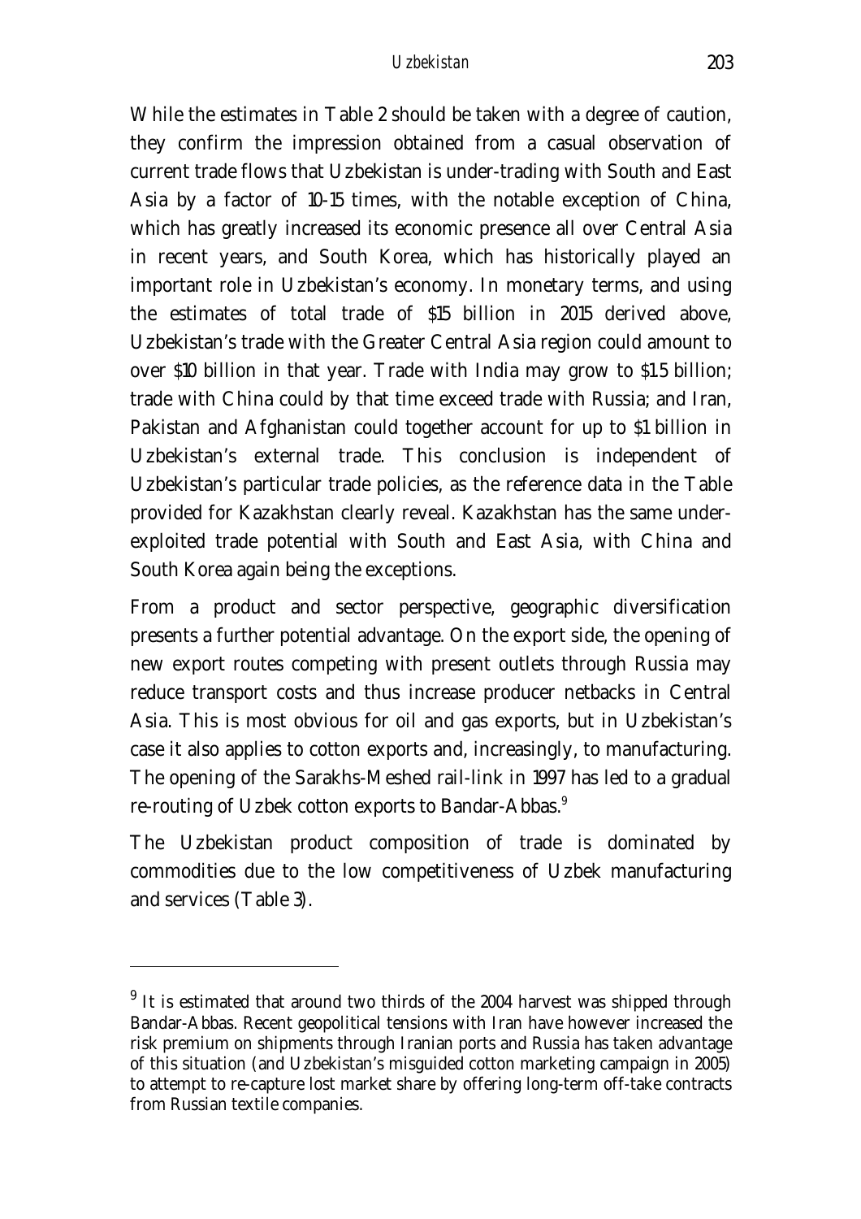While the estimates in Table 2 should be taken with a degree of caution, they confirm the impression obtained from a casual observation of current trade flows that Uzbekistan is under-trading with South and East Asia by a factor of 10-15 times, with the notable exception of China, which has greatly increased its economic presence all over Central Asia in recent years, and South Korea, which has historically played an important role in Uzbekistan's economy. In monetary terms, and using the estimates of total trade of $15 billion in 2015 derived above, Uzbekistan's trade with the Greater Central Asia region could amount to over $10 billion in that year. Trade with India may grow to $1.5 billion; trade with China could by that time exceed trade with Russia; and Iran, Pakistan and Afghanistan could together account for up to $1 billion in Uzbekistan's external trade. This conclusion is independent of Uzbekistan's particular trade policies, as the reference data in the Table provided for Kazakhstan clearly reveal. Kazakhstan has the same under-exploited trade potential with South and East Asia, with China and South Korea again being the exceptions.

From a product and sector perspective, geographic diversification presents a further potential advantage. On the export side, the opening of new export routes competing with present outlets through Russia may reduce transport costs and thus increase producer netbacks in Central Asia. This is most obvious for oil and gas exports, but in Uzbekistan's case it also applies to cotton exports and, increasingly, to manufacturing. The opening of the Sarakhs-Meshed rail-link in 1997 has led to a gradual re-routing of Uzbek cotton exports to Bandar-Abbas.[9]

The Uzbekistan product composition of trade is dominated by commodities due to the low competitiveness of Uzbek manufacturing and services (Table 3).

---

[9] It is estimated that around two thirds of the 2004 harvest was shipped through Bandar-Abbas. Recent geopolitical tensions with Iran have however increased the risk premium on shipments through Iranian ports and Russia has taken advantage of this situation (and Uzbekistan's misguided cotton marketing campaign in 2005) to attempt to re-capture lost market share by offering long-term off-take contracts from Russian textile companies.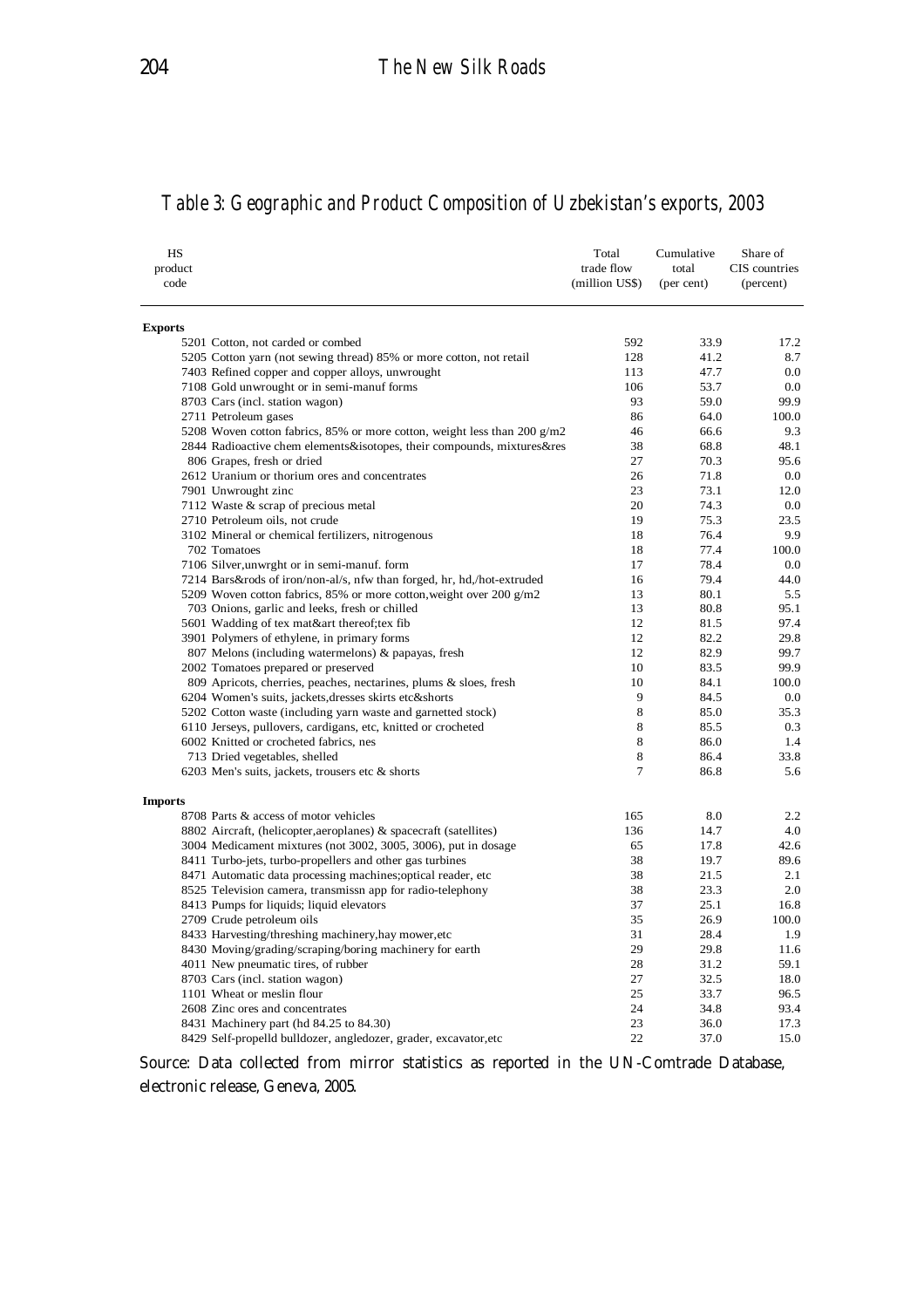## Table 3: Geographic and Product Composition of Uzbekistan's exports, 2003

| HS product code | | Total trade flow (million US$) | Cumulative total (per cent) | Share of CIS countries (percent) |
|---|---|---|---|---|
| **Exports** | | | | |
| 5201 | Cotton, not carded or combed | 592 | 33.9 | 17.2 |
| 5205 | Cotton yarn (not sewing thread) 85% or more cotton, not retail | 128 | 41.2 | 8.7 |
| 7403 | Refined copper and copper alloys, unwrought | 113 | 47.7 | 0.0 |
| 7108 | Gold unwrought or in semi-manuf forms | 106 | 53.7 | 0.0 |
| 8703 | Cars (incl. station wagon) | 93 | 59.0 | 99.9 |
| 2711 | Petroleum gases | 86 | 64.0 | 100.0 |
| 5208 | Woven cotton fabrics, 85% or more cotton, weight less than 200 g/m2 | 46 | 66.6 | 9.3 |
| 2844 | Radioactive chem elements&isotopes, their compounds, mixtures&res | 38 | 68.8 | 48.1 |
| 806 | Grapes, fresh or dried | 27 | 70.3 | 95.6 |
| 2612 | Uranium or thorium ores and concentrates | 26 | 71.8 | 0.0 |
| 7901 | Unwrought zinc | 23 | 73.1 | 12.0 |
| 7112 | Waste & scrap of precious metal | 20 | 74.3 | 0.0 |
| 2710 | Petroleum oils, not crude | 19 | 75.3 | 23.5 |
| 3102 | Mineral or chemical fertilizers, nitrogenous | 18 | 76.4 | 9.9 |
| 702 | Tomatoes | 18 | 77.4 | 100.0 |
| 7106 | Silver,unwrght or in semi-manuf. form | 17 | 78.4 | 0.0 |
| 7214 | Bars&rods of iron/non-al/s, nfw than forged, hr, hd,/hot-extruded | 16 | 79.4 | 44.0 |
| 5209 | Woven cotton fabrics, 85% or more cotton,weight over 200 g/m2 | 13 | 80.1 | 5.5 |
| 703 | Onions, garlic and leeks, fresh or chilled | 13 | 80.8 | 95.1 |
| 5601 | Wadding of tex mat&art thereof;tex fib | 12 | 81.5 | 97.4 |
| 3901 | Polymers of ethylene, in primary forms | 12 | 82.2 | 29.8 |
| 807 | Melons (including watermelons) & papayas, fresh | 12 | 82.9 | 99.7 |
| 2002 | Tomatoes prepared or preserved | 10 | 83.5 | 99.9 |
| 809 | Apricots, cherries, peaches, nectarines, plums & sloes, fresh | 10 | 84.1 | 100.0 |
| 6204 | Women's suits, jackets,dresses skirts etc&shorts | 9 | 84.5 | 0.0 |
| 5202 | Cotton waste (including yarn waste and garnetted stock) | 8 | 85.0 | 35.3 |
| 6110 | Jerseys, pullovers, cardigans, etc, knitted or crocheted | 8 | 85.5 | 0.3 |
| 6002 | Knitted or crocheted fabrics, nes | 8 | 86.0 | 1.4 |
| 713 | Dried vegetables, shelled | 8 | 86.4 | 33.8 |
| 6203 | Men's suits, jackets, trousers etc & shorts | 7 | 86.8 | 5.6 |
| **Imports** | | | | |
| 8708 | Parts & access of motor vehicles | 165 | 8.0 | 2.2 |
| 8802 | Aircraft, (helicopter,aeroplanes) & spacecraft (satellites) | 136 | 14.7 | 4.0 |
| 3004 | Medicament mixtures (not 3002, 3005, 3006), put in dosage | 65 | 17.8 | 42.6 |
| 8411 | Turbo-jets, turbo-propellers and other gas turbines | 38 | 19.7 | 89.6 |
| 8471 | Automatic data processing machines;optical reader, etc | 38 | 21.5 | 2.1 |
| 8525 | Television camera, transmissn app for radio-telephony | 38 | 23.3 | 2.0 |
| 8413 | Pumps for liquids; liquid elevators | 37 | 25.1 | 16.8 |
| 2709 | Crude petroleum oils | 35 | 26.9 | 100.0 |
| 8433 | Harvesting/threshing machinery,hay mower,etc | 31 | 28.4 | 1.9 |
| 8430 | Moving/grading/scraping/boring machinery for earth | 29 | 29.8 | 11.6 |
| 4011 | New pneumatic tires, of rubber | 28 | 31.2 | 59.1 |
| 8703 | Cars (incl. station wagon) | 27 | 32.5 | 18.0 |
| 1101 | Wheat or meslin flour | 25 | 33.7 | 96.5 |
| 2608 | Zinc ores and concentrates | 24 | 34.8 | 93.4 |
| 8431 | Machinery part (hd 84.25 to 84.30) | 23 | 36.0 | 17.3 |
| 8429 | Self-propelld bulldozer, angledozer, grader, excavator,etc | 22 | 37.0 | 15.0 |

Source: Data collected from mirror statistics as reported in the UN-Comtrade Database, electronic release, Geneva, 2005.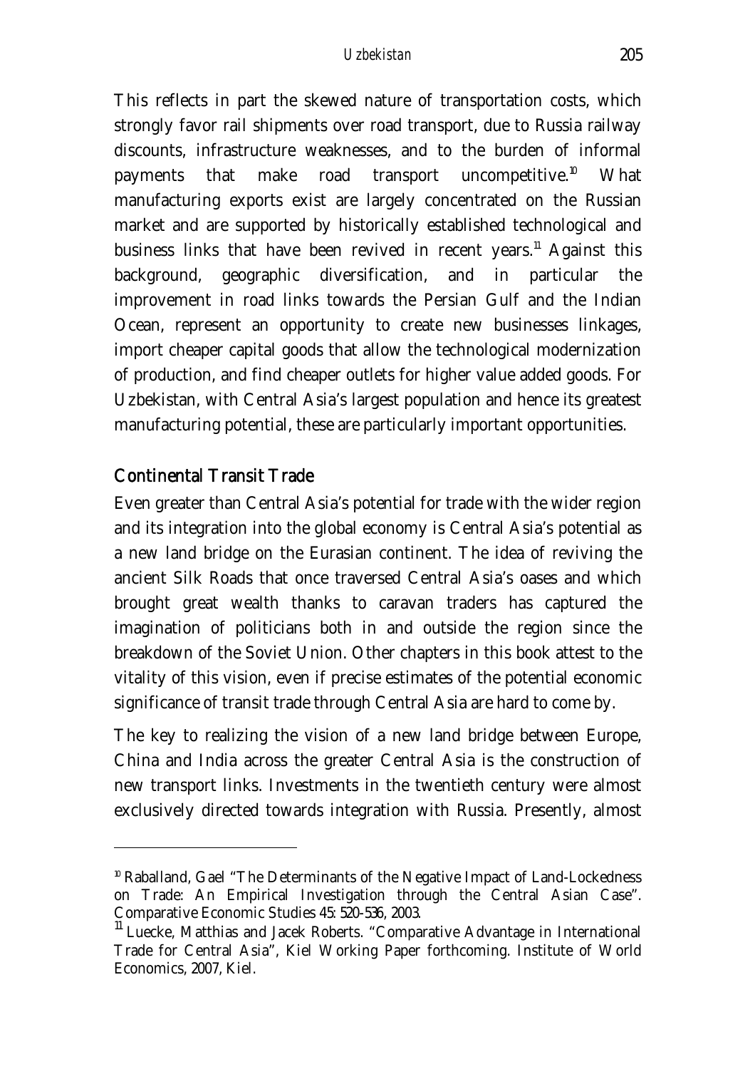This reflects in part the skewed nature of transportation costs, which strongly favor rail shipments over road transport, due to Russia railway discounts, infrastructure weaknesses, and to the burden of informal payments that make road transport uncompetitive.[10] What manufacturing exports exist are largely concentrated on the Russian market and are supported by historically established technological and business links that have been revived in recent years.[11] Against this background, geographic diversification, and in particular the improvement in road links towards the Persian Gulf and the Indian Ocean, represent an opportunity to create new businesses linkages, import cheaper capital goods that allow the technological modernization of production, and find cheaper outlets for higher value added goods. For Uzbekistan, with Central Asia's largest population and hence its greatest manufacturing potential, these are particularly important opportunities.

## Continental Transit Trade

Even greater than Central Asia's potential for trade with the wider region and its integration into the global economy is Central Asia's potential as a new land bridge on the Eurasian continent. The idea of reviving the ancient Silk Roads that once traversed Central Asia's oases and which brought great wealth thanks to caravan traders has captured the imagination of politicians both in and outside the region since the breakdown of the Soviet Union. Other chapters in this book attest to the vitality of this vision, even if precise estimates of the potential economic significance of transit trade through Central Asia are hard to come by.

The key to realizing the vision of a new land bridge between Europe, China and India across the greater Central Asia is the construction of new transport links. Investments in the twentieth century were almost exclusively directed towards integration with Russia. Presently, almost

---

[10] Raballand, Gael "The Determinants of the Negative Impact of Land-Lockedness on Trade: An Empirical Investigation through the Central Asian Case". Comparative Economic Studies 45: 520-536, 2003.

[11] Luecke, Matthias and Jacek Roberts. "Comparative Advantage in International Trade for Central Asia", Kiel Working Paper forthcoming. Institute of World Economics, 2007, Kiel.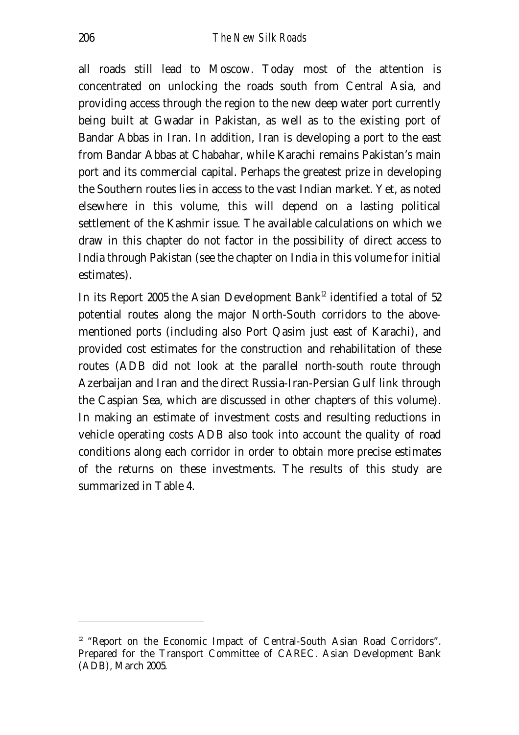all roads still lead to Moscow. Today most of the attention is concentrated on unlocking the roads south from Central Asia, and providing access through the region to the new deep water port currently being built at Gwadar in Pakistan, as well as to the existing port of Bandar Abbas in Iran. In addition, Iran is developing a port to the east from Bandar Abbas at Chabahar, while Karachi remains Pakistan's main port and its commercial capital. Perhaps the greatest prize in developing the Southern routes lies in access to the vast Indian market. Yet, as noted elsewhere in this volume, this will depend on a lasting political settlement of the Kashmir issue. The available calculations on which we draw in this chapter do not factor in the possibility of direct access to India through Pakistan (see the chapter on India in this volume for initial estimates).

In its Report 2005 the Asian Development Bank[12] identified a total of 52 potential routes along the major North-South corridors to the above-mentioned ports (including also Port Qasim just east of Karachi), and provided cost estimates for the construction and rehabilitation of these routes (ADB did not look at the parallel north-south route through Azerbaijan and Iran and the direct Russia-Iran-Persian Gulf link through the Caspian Sea, which are discussed in other chapters of this volume). In making an estimate of investment costs and resulting reductions in vehicle operating costs ADB also took into account the quality of road conditions along each corridor in order to obtain more precise estimates of the returns on these investments. The results of this study are summarized in Table 4.

[12] "Report on the Economic Impact of Central-South Asian Road Corridors". Prepared for the Transport Committee of CAREC. Asian Development Bank (ADB), March 2005.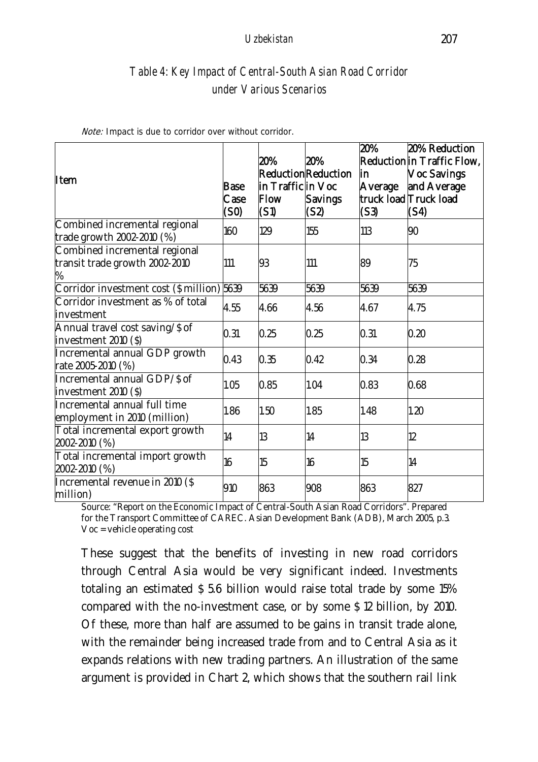*Table 4: Key Impact of Central-South Asian Road Corridor under Various Scenarios*

*Note:* Impact is due to corridor over without corridor.

| Item | Base Case (S0) | 20% Reduction in Traffic Flow (S1) | 20% Reduction in Voc Savings (S2) | 20% Reduction in Average truck load (S3) | 20% Reduction in Traffic Flow, Voc Savings and Average Truck load (S4) |
|---|---|---|---|---|---|
| Combined incremental regional trade growth 2002-2010 (%) | 160 | 129 | 155 | 113 | 90 |
| Combined incremental regional transit trade growth 2002-2010 % | 111 | 93 | 111 | 89 | 75 |
| Corridor investment cost ($ million) | 5639 | 5639 | 5639 | 5639 | 5639 |
| Corridor investment as % of total investment | 4.55 | 4.66 | 4.56 | 4.67 | 4.75 |
| Annual travel cost saving/$ of investment 2010 ($) | 0.31 | 0.25 | 0.25 | 0.31 | 0.20 |
| Incremental annual GDP growth rate 2005-2010 (%) | 0.43 | 0.35 | 0.42 | 0.34 | 0.28 |
| Incremental annual GDP/$ of investment 2010 ($) | 1.05 | 0.85 | 1.04 | 0.83 | 0.68 |
| Incremental annual full time employment in 2010 (million) | 1.86 | 1.50 | 1.85 | 1.48 | 1.20 |
| Total incremental export growth 2002-2010 (%) | 14 | 13 | 14 | 13 | 12 |
| Total incremental import growth 2002-2010 (%) | 16 | 15 | 16 | 15 | 14 |
| Incremental revenue in 2010 ($ million) | 910 | 863 | 908 | 863 | 827 |

Source: "Report on the Economic Impact of Central-South Asian Road Corridors". Prepared for the Transport Committee of CAREC. Asian Development Bank (ADB), March 2005, p.3.
Voc = vehicle operating cost

These suggest that the benefits of investing in new road corridors through Central Asia would be very significant indeed. Investments totaling an estimated $ 5.6 billion would raise total trade by some 15% compared with the no-investment case, or by some $ 12 billion, by 2010. Of these, more than half are assumed to be gains in transit trade alone, with the remainder being increased trade from and to Central Asia as it expands relations with new trading partners. An illustration of the same argument is provided in Chart 2, which shows that the southern rail link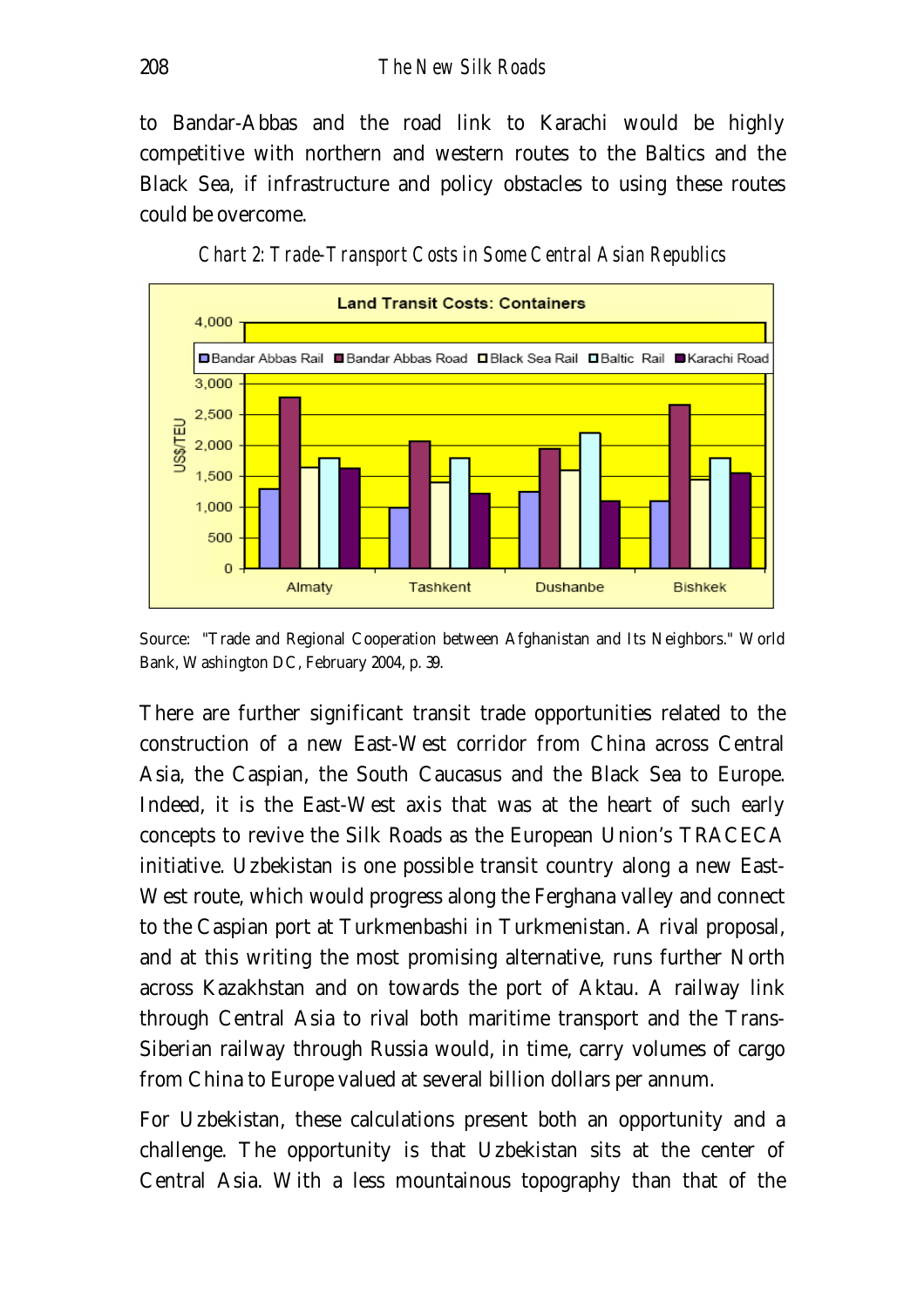to Bandar-Abbas and the road link to Karachi would be highly competitive with northern and western routes to the Baltics and the Black Sea, if infrastructure and policy obstacles to using these routes could be overcome.

*Chart 2: Trade-Transport Costs in Some Central Asian Republics*

Source: "Trade and Regional Cooperation between Afghanistan and Its Neighbors." World Bank, Washington DC, February 2004, p. 39.

There are further significant transit trade opportunities related to the construction of a new East-West corridor from China across Central Asia, the Caspian, the South Caucasus and the Black Sea to Europe. Indeed, it is the East-West axis that was at the heart of such early concepts to revive the Silk Roads as the European Union's TRACECA initiative. Uzbekistan is one possible transit country along a new East-West route, which would progress along the Ferghana valley and connect to the Caspian port at Turkmenbashi in Turkmenistan. A rival proposal, and at this writing the most promising alternative, runs further North across Kazakhstan and on towards the port of Aktau. A railway link through Central Asia to rival both maritime transport and the Trans-Siberian railway through Russia would, in time, carry volumes of cargo from China to Europe valued at several billion dollars per annum.

For Uzbekistan, these calculations present both an opportunity and a challenge. The opportunity is that Uzbekistan sits at the center of Central Asia. With a less mountainous topography than that of the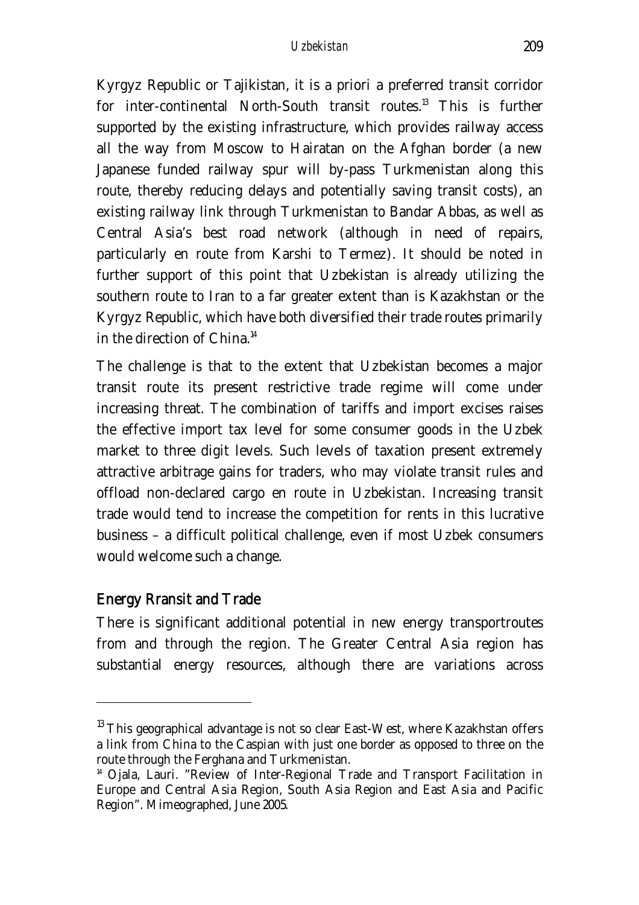Kyrgyz Republic or Tajikistan, it is a priori a preferred transit corridor for inter-continental North-South transit routes.[13] This is further supported by the existing infrastructure, which provides railway access all the way from Moscow to Hairatan on the Afghan border (a new Japanese funded railway spur will by-pass Turkmenistan along this route, thereby reducing delays and potentially saving transit costs), an existing railway link through Turkmenistan to Bandar Abbas, as well as Central Asia's best road network (although in need of repairs, particularly en route from Karshi to Termez). It should be noted in further support of this point that Uzbekistan is already utilizing the southern route to Iran to a far greater extent than is Kazakhstan or the Kyrgyz Republic, which have both diversified their trade routes primarily in the direction of China.[14]

The challenge is that to the extent that Uzbekistan becomes a major transit route its present restrictive trade regime will come under increasing threat. The combination of tariffs and import excises raises the effective import tax level for some consumer goods in the Uzbek market to three digit levels. Such levels of taxation present extremely attractive arbitrage gains for traders, who may violate transit rules and offload non-declared cargo en route in Uzbekistan. Increasing transit trade would tend to increase the competition for rents in this lucrative business – a difficult political challenge, even if most Uzbek consumers would welcome such a change.

## Energy Rransit and Trade

There is significant additional potential in new energy transportroutes from and through the region. The Greater Central Asia region has substantial energy resources, although there are variations across

---

[13] This geographical advantage is not so clear East-West, where Kazakhstan offers a link from China to the Caspian with just one border as opposed to three on the route through the Ferghana and Turkmenistan.

[14] Ojala, Lauri. "Review of Inter-Regional Trade and Transport Facilitation in Europe and Central Asia Region, South Asia Region and East Asia and Pacific Region". Mimeographed, June 2005.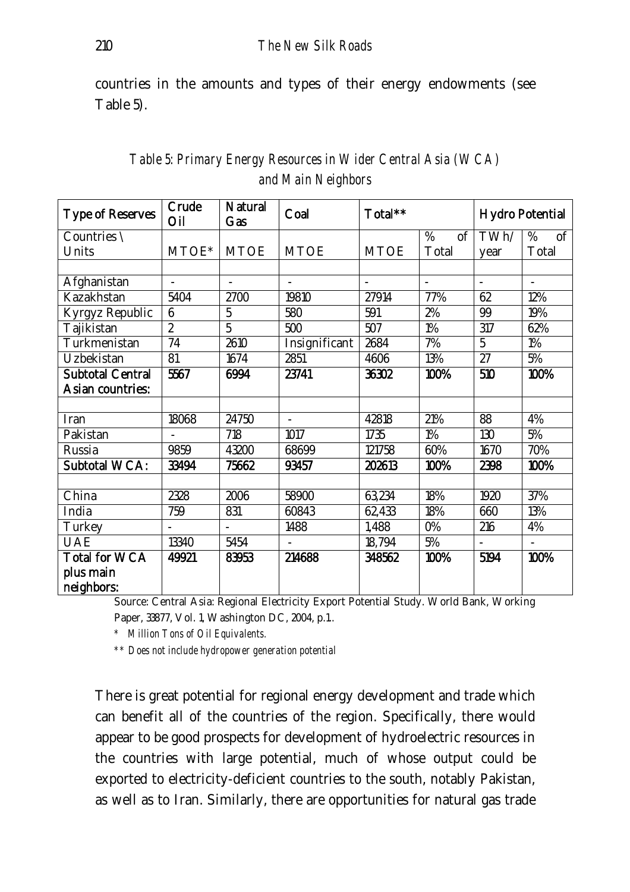countries in the amounts and types of their energy endowments (see Table 5).

*Table 5: Primary Energy Resources in Wider Central Asia (WCA) and Main Neighbors*

| **Type of Reserves** | **Crude Oil** | **Natural Gas** | **Coal** | **Total**** | | **Hydro Potential** | |
|---|---|---|---|---|---|---|---|
| Countries \ Units | MTOE* | MTOE | MTOE | MTOE | % of Total | TWh/ year | % of Total |
| | | | | | | | |
| Afghanistan | - | - | - | - | - | - | - |
| Kazakhstan | 5404 | 2700 | 19810 | 27914 | 77% | 62 | 12% |
| Kyrgyz Republic | 6 | 5 | 580 | 591 | 2% | 99 | 19% |
| Tajikistan | 2 | 5 | 500 | 507 | 1% | 317 | 62% |
| Turkmenistan | 74 | 2610 | Insignificant | 2684 | 7% | 5 | 1% |
| Uzbekistan | 81 | 1674 | 2851 | 4606 | 13% | 27 | 5% |
| **Subtotal Central Asian countries:** | **5567** | **6994** | **23741** | **36302** | **100%** | **510** | **100%** |
| | | | | | | | |
| Iran | 18068 | 24750 | - | 42818 | 21% | 88 | 4% |
| Pakistan | - | 718 | 1017 | 1735 | 1% | 130 | 5% |
| Russia | 9859 | 43200 | 68699 | 121758 | 60% | 1670 | 70% |
| **Subtotal WCA:** | **33494** | **75662** | **93457** | **202613** | **100%** | **2398** | **100%** |
| | | | | | | | |
| China | 2328 | 2006 | 58900 | 63,234 | 18% | 1920 | 37% |
| India | 759 | 831 | 60843 | 62,433 | 18% | 660 | 13% |
| Turkey | - | - | 1488 | 1,488 | 0% | 216 | 4% |
| UAE | 13340 | 5454 | - | 18,794 | 5% | - | - |
| **Total for WCA plus main neighbors:** | **49921** | **83953** | **214688** | **348562** | **100%** | **5194** | **100%** |

Source: Central Asia: Regional Electricity Export Potential Study. World Bank, Working Paper, 33877, Vol. 1, Washington DC, 2004, p.1.

*\* Million Tons of Oil Equivalents.*

*\*\* Does not include hydropower generation potential*

There is great potential for regional energy development and trade which can benefit all of the countries of the region. Specifically, there would appear to be good prospects for development of hydroelectric resources in the countries with large potential, much of whose output could be exported to electricity-deficient countries to the south, notably Pakistan, as well as to Iran. Similarly, there are opportunities for natural gas trade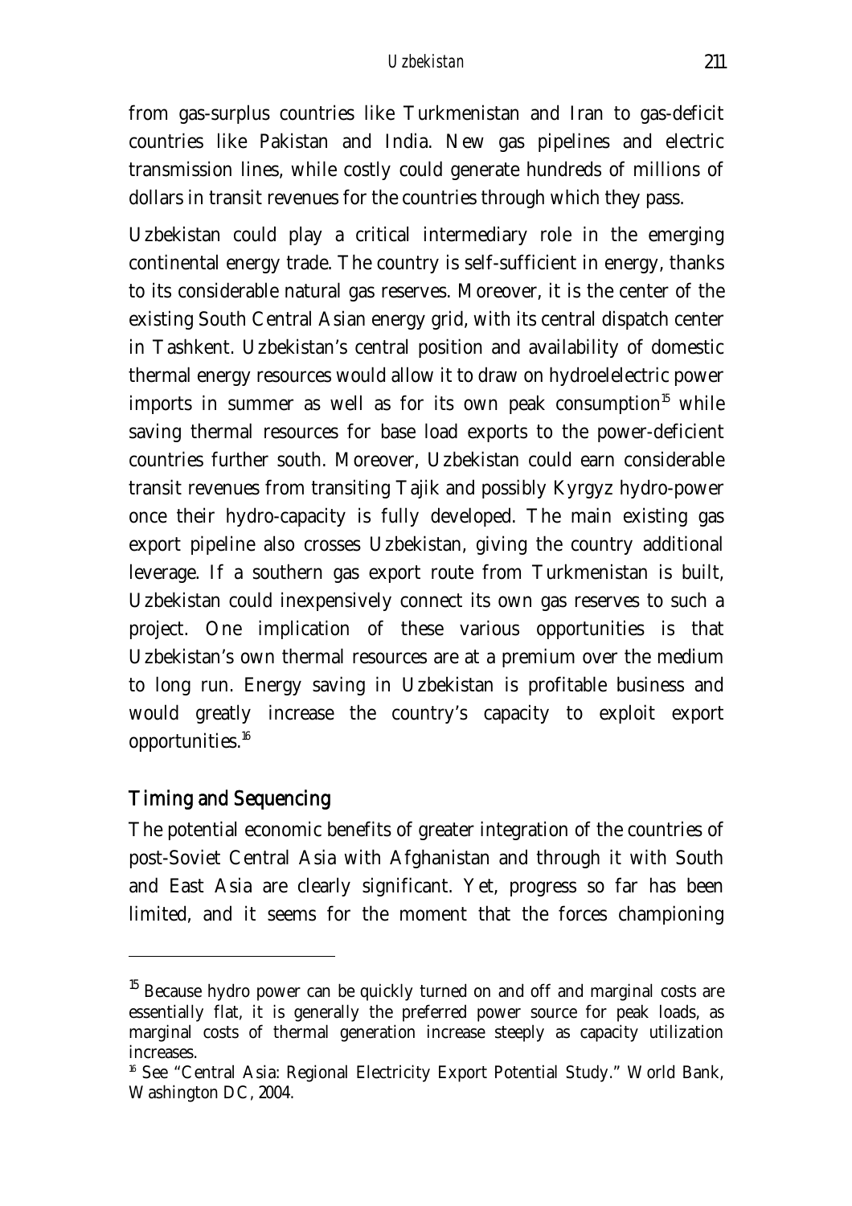from gas-surplus countries like Turkmenistan and Iran to gas-deficit countries like Pakistan and India. New gas pipelines and electric transmission lines, while costly could generate hundreds of millions of dollars in transit revenues for the countries through which they pass.

Uzbekistan could play a critical intermediary role in the emerging continental energy trade. The country is self-sufficient in energy, thanks to its considerable natural gas reserves. Moreover, it is the center of the existing South Central Asian energy grid, with its central dispatch center in Tashkent. Uzbekistan's central position and availability of domestic thermal energy resources would allow it to draw on hydroelelectric power imports in summer as well as for its own peak consumption[15] while saving thermal resources for base load exports to the power-deficient countries further south. Moreover, Uzbekistan could earn considerable transit revenues from transiting Tajik and possibly Kyrgyz hydro-power once their hydro-capacity is fully developed. The main existing gas export pipeline also crosses Uzbekistan, giving the country additional leverage. If a southern gas export route from Turkmenistan is built, Uzbekistan could inexpensively connect its own gas reserves to such a project. One implication of these various opportunities is that Uzbekistan's own thermal resources are at a premium over the medium to long run. Energy saving in Uzbekistan is profitable business and would greatly increase the country's capacity to exploit export opportunities.[16]

## Timing and Sequencing

The potential economic benefits of greater integration of the countries of post-Soviet Central Asia with Afghanistan and through it with South and East Asia are clearly significant. Yet, progress so far has been limited, and it seems for the moment that the forces championing

---

[15] Because hydro power can be quickly turned on and off and marginal costs are essentially flat, it is generally the preferred power source for peak loads, as marginal costs of thermal generation increase steeply as capacity utilization increases.

[16] See "Central Asia: Regional Electricity Export Potential Study." World Bank, Washington DC, 2004.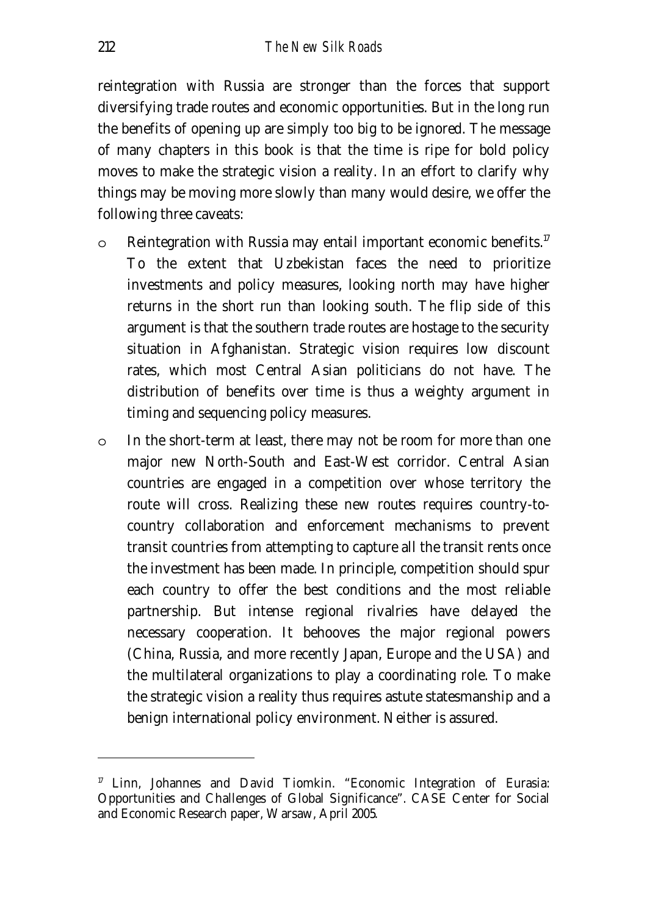reintegration with Russia are stronger than the forces that support diversifying trade routes and economic opportunities. But in the long run the benefits of opening up are simply too big to be ignored. The message of many chapters in this book is that the time is ripe for bold policy moves to make the strategic vision a reality. In an effort to clarify why things may be moving more slowly than many would desire, we offer the following three caveats:

- Reintegration with Russia may entail important economic benefits.[17] To the extent that Uzbekistan faces the need to prioritize investments and policy measures, looking north may have higher returns in the short run than looking south. The flip side of this argument is that the southern trade routes are hostage to the security situation in Afghanistan. Strategic vision requires low discount rates, which most Central Asian politicians do not have. The distribution of benefits over time is thus a weighty argument in timing and sequencing policy measures.
- In the short-term at least, there may not be room for more than one major new North-South and East-West corridor. Central Asian countries are engaged in a competition over whose territory the route will cross. Realizing these new routes requires country-to-country collaboration and enforcement mechanisms to prevent transit countries from attempting to capture all the transit rents once the investment has been made. In principle, competition should spur each country to offer the best conditions and the most reliable partnership. But intense regional rivalries have delayed the necessary cooperation. It behooves the major regional powers (China, Russia, and more recently Japan, Europe and the USA) and the multilateral organizations to play a coordinating role. To make the strategic vision a reality thus requires astute statesmanship and a benign international policy environment. Neither is assured.

---

[17] Linn, Johannes and David Tiomkin. "Economic Integration of Eurasia: Opportunities and Challenges of Global Significance". CASE Center for Social and Economic Research paper, Warsaw, April 2005.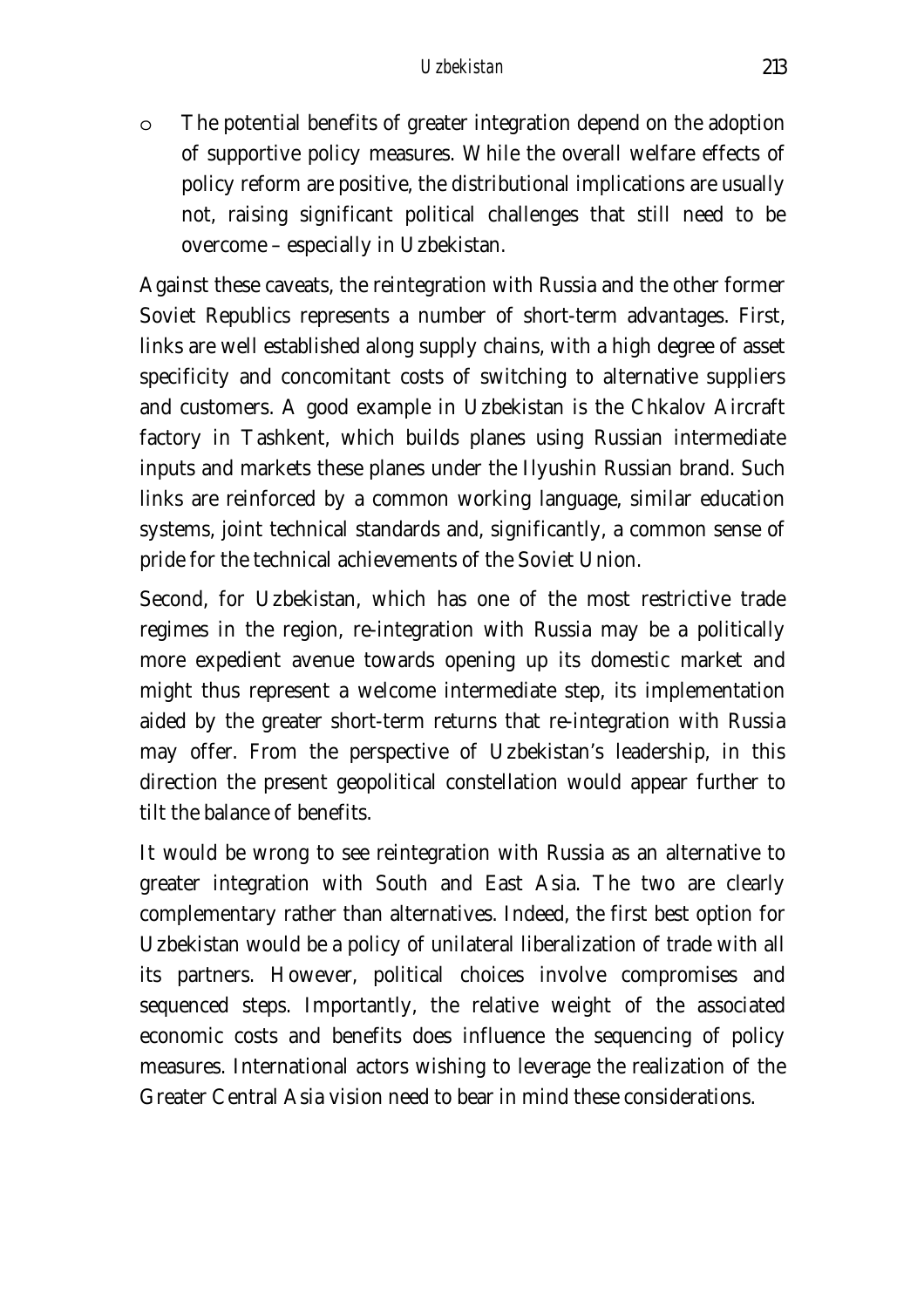- The potential benefits of greater integration depend on the adoption of supportive policy measures. While the overall welfare effects of policy reform are positive, the distributional implications are usually not, raising significant political challenges that still need to be overcome – especially in Uzbekistan.

Against these caveats, the reintegration with Russia and the other former Soviet Republics represents a number of short-term advantages. First, links are well established along supply chains, with a high degree of asset specificity and concomitant costs of switching to alternative suppliers and customers. A good example in Uzbekistan is the Chkalov Aircraft factory in Tashkent, which builds planes using Russian intermediate inputs and markets these planes under the Ilyushin Russian brand. Such links are reinforced by a common working language, similar education systems, joint technical standards and, significantly, a common sense of pride for the technical achievements of the Soviet Union.

Second, for Uzbekistan, which has one of the most restrictive trade regimes in the region, re-integration with Russia may be a politically more expedient avenue towards opening up its domestic market and might thus represent a welcome intermediate step, its implementation aided by the greater short-term returns that re-integration with Russia may offer. From the perspective of Uzbekistan's leadership, in this direction the present geopolitical constellation would appear further to tilt the balance of benefits.

It would be wrong to see reintegration with Russia as an alternative to greater integration with South and East Asia. The two are clearly complementary rather than alternatives. Indeed, the first best option for Uzbekistan would be a policy of unilateral liberalization of trade with all its partners. However, political choices involve compromises and sequenced steps. Importantly, the relative weight of the associated economic costs and benefits does influence the sequencing of policy measures. International actors wishing to leverage the realization of the Greater Central Asia vision need to bear in mind these considerations.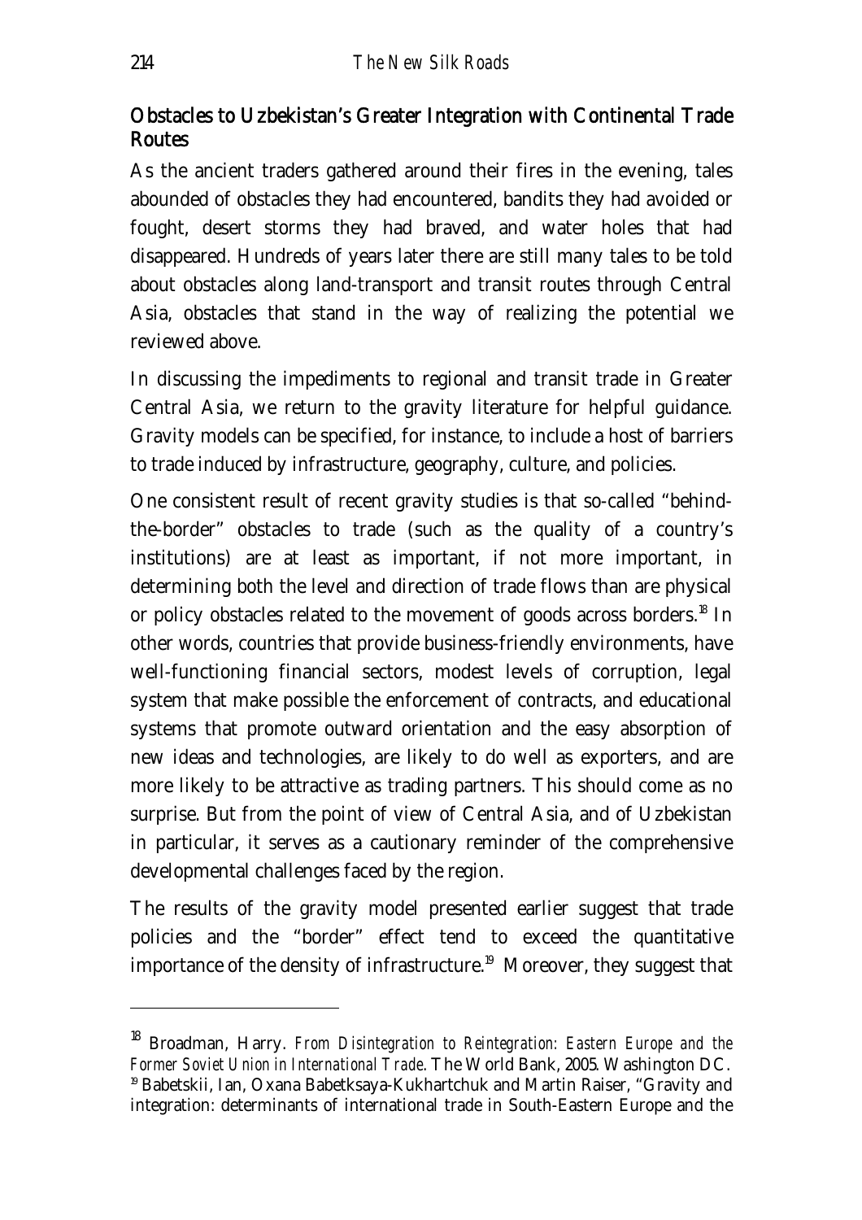## Obstacles to Uzbekistan's Greater Integration with Continental Trade Routes

As the ancient traders gathered around their fires in the evening, tales abounded of obstacles they had encountered, bandits they had avoided or fought, desert storms they had braved, and water holes that had disappeared. Hundreds of years later there are still many tales to be told about obstacles along land-transport and transit routes through Central Asia, obstacles that stand in the way of realizing the potential we reviewed above.

In discussing the impediments to regional and transit trade in Greater Central Asia, we return to the gravity literature for helpful guidance. Gravity models can be specified, for instance, to include a host of barriers to trade induced by infrastructure, geography, culture, and policies.

One consistent result of recent gravity studies is that so-called "behind-the-border" obstacles to trade (such as the quality of a country's institutions) are at least as important, if not more important, in determining both the level and direction of trade flows than are physical or policy obstacles related to the movement of goods across borders.[18] In other words, countries that provide business-friendly environments, have well-functioning financial sectors, modest levels of corruption, legal system that make possible the enforcement of contracts, and educational systems that promote outward orientation and the easy absorption of new ideas and technologies, are likely to do well as exporters, and are more likely to be attractive as trading partners. This should come as no surprise. But from the point of view of Central Asia, and of Uzbekistan in particular, it serves as a cautionary reminder of the comprehensive developmental challenges faced by the region.

The results of the gravity model presented earlier suggest that trade policies and the "border" effect tend to exceed the quantitative importance of the density of infrastructure.[19] Moreover, they suggest that

---

[18] Broadman, Harry. *From Disintegration to Reintegration: Eastern Europe and the Former Soviet Union in International Trade*. The World Bank, 2005. Washington DC.

[19] Babetskii, Ian, Oxana Babetksaya-Kukhartchuk and Martin Raiser, "Gravity and integration: determinants of international trade in South-Eastern Europe and the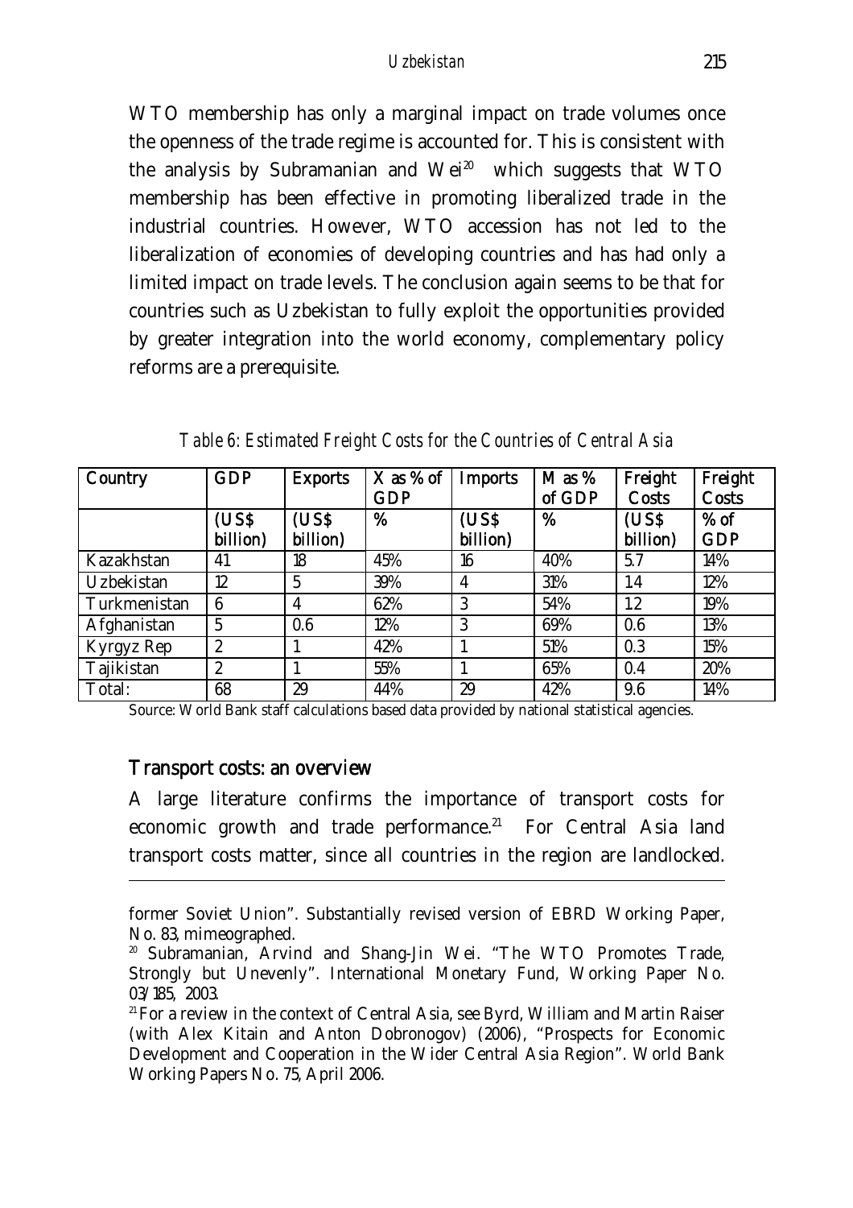WTO membership has only a marginal impact on trade volumes once the openness of the trade regime is accounted for. This is consistent with the analysis by Subramanian and Wei[20] which suggests that WTO membership has been effective in promoting liberalized trade in the industrial countries. However, WTO accession has not led to the liberalization of economies of developing countries and has had only a limited impact on trade levels. The conclusion again seems to be that for countries such as Uzbekistan to fully exploit the opportunities provided by greater integration into the world economy, complementary policy reforms are a prerequisite.

*Table 6: Estimated Freight Costs for the Countries of Central Asia*

| Country | GDP | Exports | X as % of GDP | Imports | M as % of GDP | Freight Costs | Freight Costs |
|---|---|---|---|---|---|---|---|
| | (US$ billion) | (US$ billion) | % | (US$ billion) | % | (US$ billion) | % of GDP |
| Kazakhstan | 41 | 18 | 45% | 16 | 40% | 5.7 | 14% |
| Uzbekistan | 12 | 5 | 39% | 4 | 31% | 1.4 | 12% |
| Turkmenistan | 6 | 4 | 62% | 3 | 54% | 1.2 | 19% |
| Afghanistan | 5 | 0.6 | 12% | 3 | 69% | 0.6 | 13% |
| Kyrgyz Rep | 2 | 1 | 42% | 1 | 51% | 0.3 | 15% |
| Tajikistan | 2 | 1 | 55% | 1 | 65% | 0.4 | 20% |
| Total: | 68 | 29 | 44% | 29 | 42% | 9.6 | 14% |

Source: World Bank staff calculations based data provided by national statistical agencies.

## Transport costs: an overview

A large literature confirms the importance of transport costs for economic growth and trade performance.[21] For Central Asia land transport costs matter, since all countries in the region are landlocked.

---

former Soviet Union". Substantially revised version of EBRD Working Paper, No. 83, mimeographed.

[20] Subramanian, Arvind and Shang-Jin Wei. "The WTO Promotes Trade, Strongly but Unevenly". International Monetary Fund, Working Paper No. 03/185, 2003.

[21] For a review in the context of Central Asia, see Byrd, William and Martin Raiser (with Alex Kitain and Anton Dobronogov) (2006), "Prospects for Economic Development and Cooperation in the Wider Central Asia Region". World Bank Working Papers No. 75, April 2006.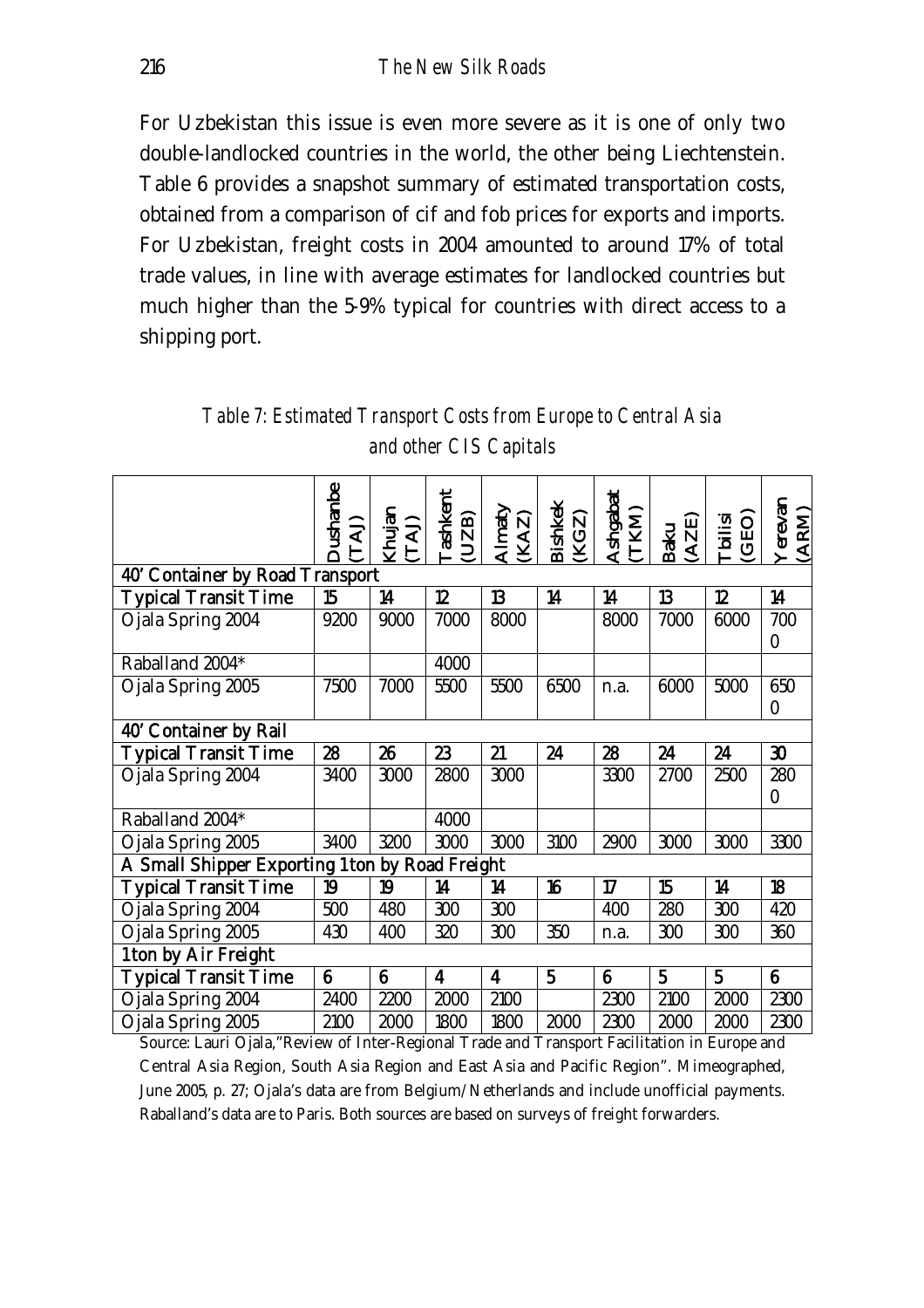For Uzbekistan this issue is even more severe as it is one of only two double-landlocked countries in the world, the other being Liechtenstein. Table 6 provides a snapshot summary of estimated transportation costs, obtained from a comparison of cif and fob prices for exports and imports. For Uzbekistan, freight costs in 2004 amounted to around 17% of total trade values, in line with average estimates for landlocked countries but much higher than the 5-9% typical for countries with direct access to a shipping port.

*Table 7: Estimated Transport Costs from Europe to Central Asia and other CIS Capitals*

| | Dushanbe (TAJ) | Khujan (TAJ) | Tashkent (UZB) | Almaty (KAZ) | Bishkek (KGZ) | Ashgabat (TKM) | Baku (AZE) | Tbilisi (GEO) | Yerevan (ARM) |
|---|---|---|---|---|---|---|---|---|---|
| **40' Container by Road Transport** | | | | | | | | | |
| **Typical Transit Time** | **15** | **14** | **12** | **13** | **14** | **14** | **13** | **12** | **14** |
| Ojala Spring 2004 | 9200 | 9000 | 7000 | 8000 | | 8000 | 7000 | 6000 | 7000 |
| Raballand 2004* | | | 4000 | | | | | | |
| Ojala Spring 2005 | 7500 | 7000 | 5500 | 5500 | 6500 | n.a. | 6000 | 5000 | 6500 |
| **40' Container by Rail** | | | | | | | | | |
| **Typical Transit Time** | **28** | **26** | **23** | **21** | **24** | **28** | **24** | **24** | **30** |
| Ojala Spring 2004 | 3400 | 3000 | 2800 | 3000 | | 3300 | 2700 | 2500 | 2800 |
| Raballand 2004* | | | 4000 | | | | | | |
| Ojala Spring 2005 | 3400 | 3200 | 3000 | 3000 | 3100 | 2900 | 3000 | 3000 | 3300 |
| **A Small Shipper Exporting 1 ton by Road Freight** | | | | | | | | | |
| **Typical Transit Time** | **19** | **19** | **14** | **14** | **16** | **17** | **15** | **14** | **18** |
| Ojala Spring 2004 | 500 | 480 | 300 | 300 | | 400 | 280 | 300 | 420 |
| Ojala Spring 2005 | 430 | 400 | 320 | 300 | 350 | n.a. | 300 | 300 | 360 |
| **1 ton by Air Freight** | | | | | | | | | |
| **Typical Transit Time** | **6** | **6** | **4** | **4** | **5** | **6** | **5** | **5** | **6** |
| Ojala Spring 2004 | 2400 | 2200 | 2000 | 2100 | | 2300 | 2100 | 2000 | 2300 |
| Ojala Spring 2005 | 2100 | 2000 | 1800 | 1800 | 2000 | 2300 | 2000 | 2000 | 2300 |

Source: Lauri Ojala,"Review of Inter-Regional Trade and Transport Facilitation in Europe and Central Asia Region, South Asia Region and East Asia and Pacific Region". Mimeographed, June 2005, p. 27; Ojala's data are from Belgium/Netherlands and include unofficial payments. Raballand's data are to Paris. Both sources are based on surveys of freight forwarders.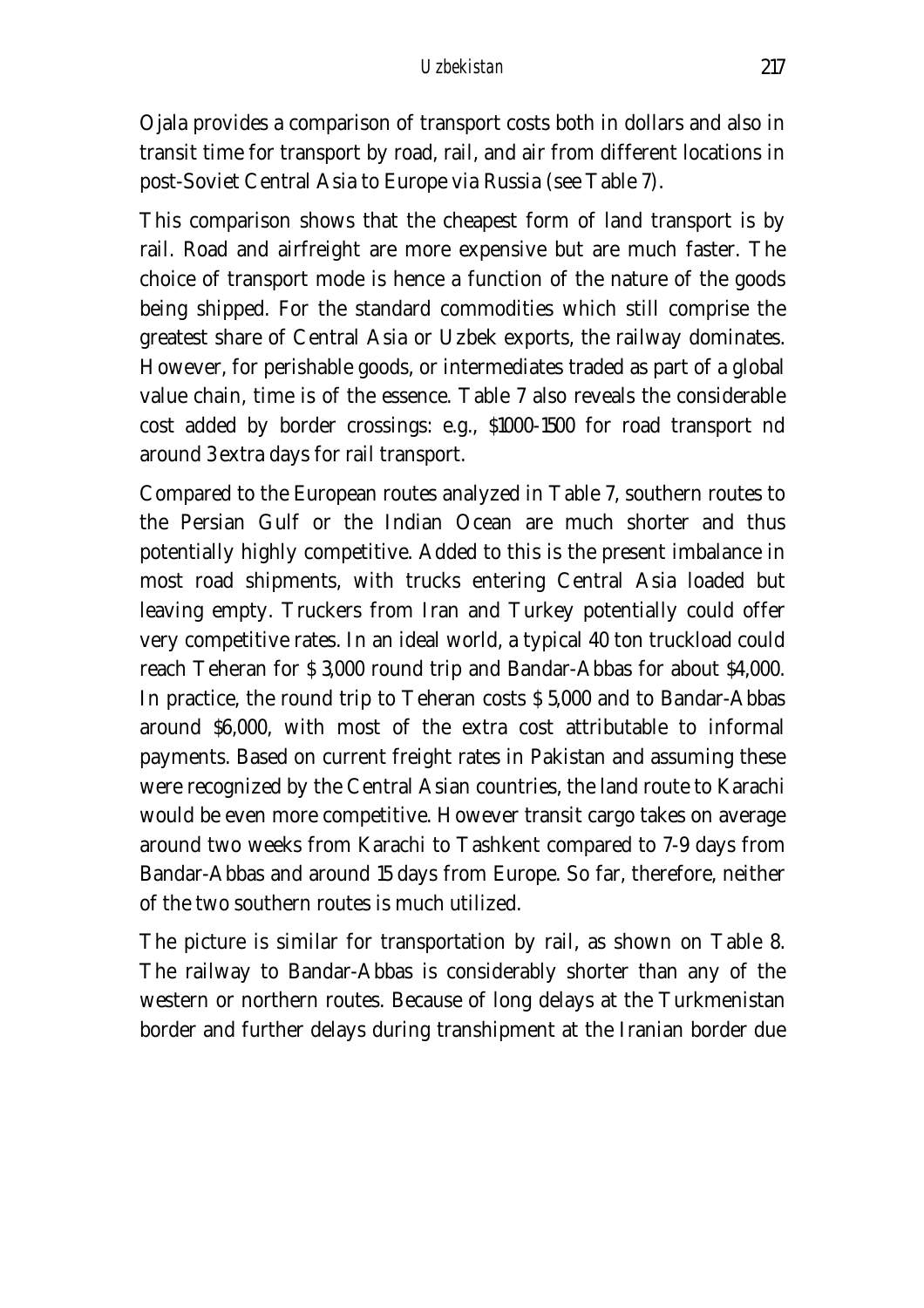Ojala provides a comparison of transport costs both in dollars and also in transit time for transport by road, rail, and air from different locations in post-Soviet Central Asia to Europe via Russia (see Table 7).

This comparison shows that the cheapest form of land transport is by rail. Road and airfreight are more expensive but are much faster. The choice of transport mode is hence a function of the nature of the goods being shipped. For the standard commodities which still comprise the greatest share of Central Asia or Uzbek exports, the railway dominates. However, for perishable goods, or intermediates traded as part of a global value chain, time is of the essence. Table 7 also reveals the considerable cost added by border crossings: e.g., $1000-1500 for road transport nd around 3 extra days for rail transport.

Compared to the European routes analyzed in Table 7, southern routes to the Persian Gulf or the Indian Ocean are much shorter and thus potentially highly competitive. Added to this is the present imbalance in most road shipments, with trucks entering Central Asia loaded but leaving empty. Truckers from Iran and Turkey potentially could offer very competitive rates. In an ideal world, a typical 40 ton truckload could reach Teheran for $ 3,000 round trip and Bandar-Abbas for about $4,000. In practice, the round trip to Teheran costs $ 5,000 and to Bandar-Abbas around $6,000, with most of the extra cost attributable to informal payments. Based on current freight rates in Pakistan and assuming these were recognized by the Central Asian countries, the land route to Karachi would be even more competitive. However transit cargo takes on average around two weeks from Karachi to Tashkent compared to 7-9 days from Bandar-Abbas and around 15 days from Europe. So far, therefore, neither of the two southern routes is much utilized.

The picture is similar for transportation by rail, as shown on Table 8. The railway to Bandar-Abbas is considerably shorter than any of the western or northern routes. Because of long delays at the Turkmenistan border and further delays during transhipment at the Iranian border due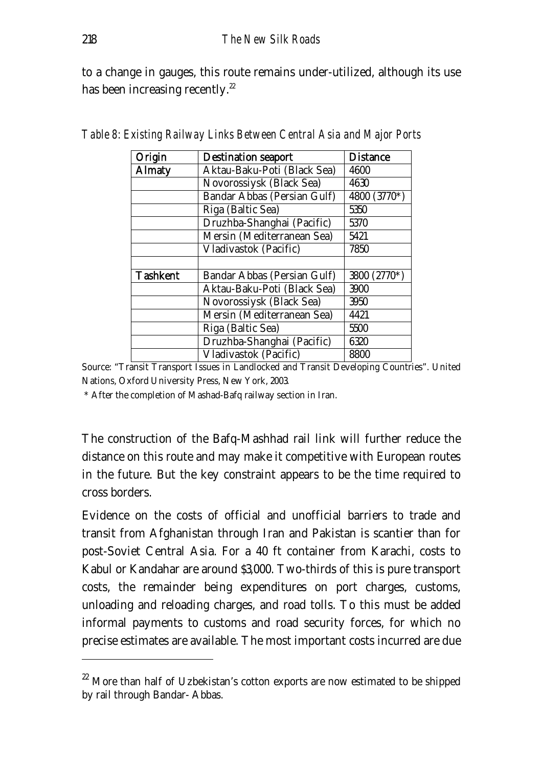to a change in gauges, this route remains under-utilized, although its use has been increasing recently.[22]

*Table 8: Existing Railway Links Between Central Asia and Major Ports*

| Origin | Destination seaport | Distance |
|---|---|---|
| Almaty | Aktau-Baku-Poti (Black Sea) | 4600 |
| | Novorossiysk (Black Sea) | 4630 |
| | Bandar Abbas (Persian Gulf) | 4800 (3770*) |
| | Riga (Baltic Sea) | 5350 |
| | Druzhba-Shanghai (Pacific) | 5370 |
| | Mersin (Mediterranean Sea) | 5421 |
| | Vladivastok (Pacific) | 7850 |
| | | |
| Tashkent | Bandar Abbas (Persian Gulf) | 3800 (2770*) |
| | Aktau-Baku-Poti (Black Sea) | 3900 |
| | Novorossiysk (Black Sea) | 3950 |
| | Mersin (Mediterranean Sea) | 4421 |
| | Riga (Baltic Sea) | 5500 |
| | Druzhba-Shanghai (Pacific) | 6320 |
| | Vladivastok (Pacific) | 8800 |

Source: "Transit Transport Issues in Landlocked and Transit Developing Countries". United Nations, Oxford University Press, New York, 2003.

* After the completion of Mashad-Bafq railway section in Iran.

The construction of the Bafq-Mashhad rail link will further reduce the distance on this route and may make it competitive with European routes in the future. But the key constraint appears to be the time required to cross borders.

Evidence on the costs of official and unofficial barriers to trade and transit from Afghanistan through Iran and Pakistan is scantier than for post-Soviet Central Asia. For a 40 ft container from Karachi, costs to Kabul or Kandahar are around $3,000. Two-thirds of this is pure transport costs, the remainder being expenditures on port charges, customs, unloading and reloading charges, and road tolls. To this must be added informal payments to customs and road security forces, for which no precise estimates are available. The most important costs incurred are due

[22] More than half of Uzbekistan's cotton exports are now estimated to be shipped by rail through Bandar- Abbas.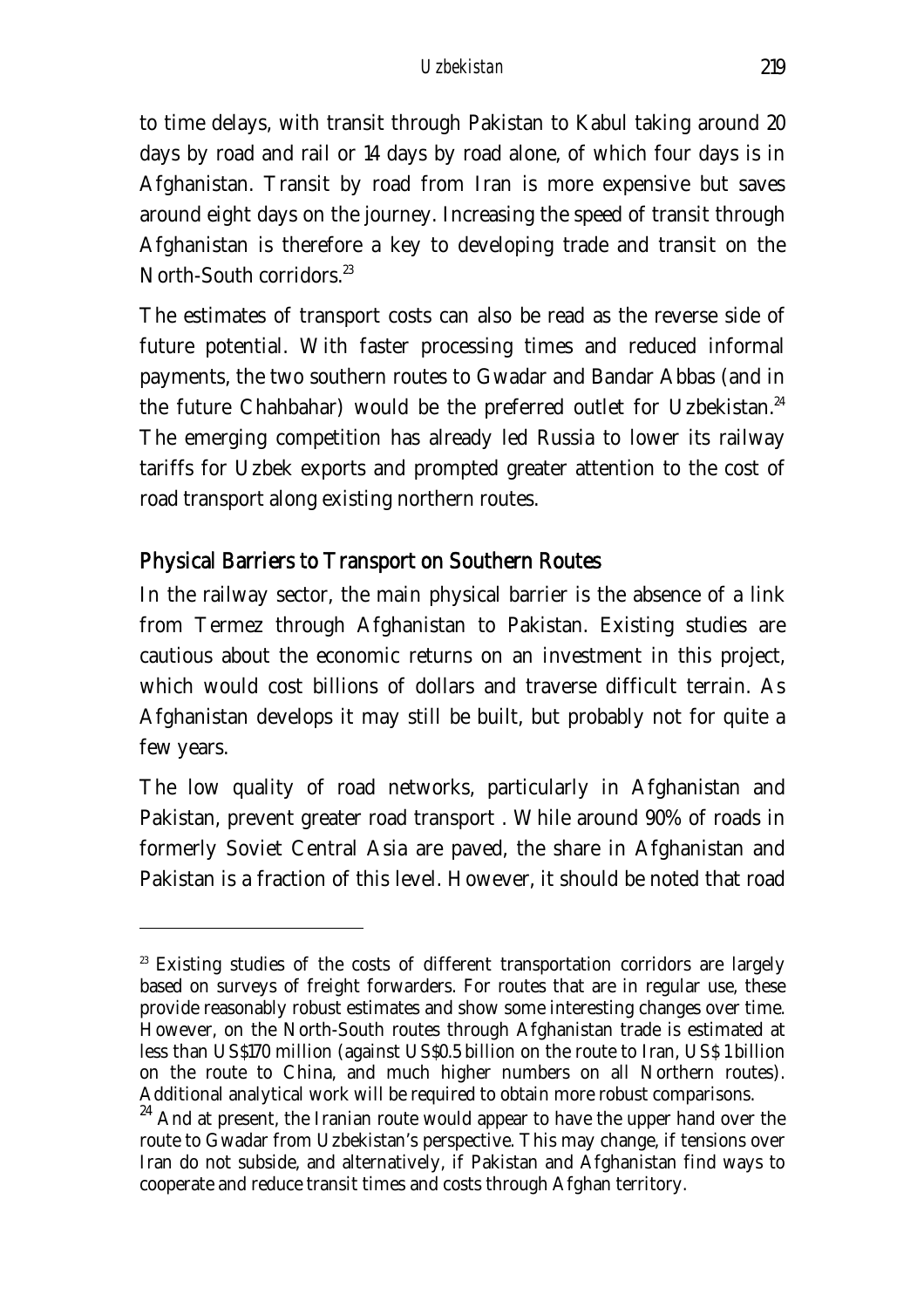to time delays, with transit through Pakistan to Kabul taking around 20 days by road and rail or 14 days by road alone, of which four days is in Afghanistan. Transit by road from Iran is more expensive but saves around eight days on the journey. Increasing the speed of transit through Afghanistan is therefore a key to developing trade and transit on the North-South corridors.[23]

The estimates of transport costs can also be read as the reverse side of future potential. With faster processing times and reduced informal payments, the two southern routes to Gwadar and Bandar Abbas (and in the future Chahbahar) would be the preferred outlet for Uzbekistan.[24] The emerging competition has already led Russia to lower its railway tariffs for Uzbek exports and prompted greater attention to the cost of road transport along existing northern routes.

## Physical Barriers to Transport on Southern Routes

In the railway sector, the main physical barrier is the absence of a link from Termez through Afghanistan to Pakistan. Existing studies are cautious about the economic returns on an investment in this project, which would cost billions of dollars and traverse difficult terrain. As Afghanistan develops it may still be built, but probably not for quite a few years.

The low quality of road networks, particularly in Afghanistan and Pakistan, prevent greater road transport . While around 90% of roads in formerly Soviet Central Asia are paved, the share in Afghanistan and Pakistan is a fraction of this level. However, it should be noted that road

---

[23] Existing studies of the costs of different transportation corridors are largely based on surveys of freight forwarders. For routes that are in regular use, these provide reasonably robust estimates and show some interesting changes over time. However, on the North-South routes through Afghanistan trade is estimated at less than US$170 million (against US$0.5 billion on the route to Iran, US$ 1 billion on the route to China, and much higher numbers on all Northern routes). Additional analytical work will be required to obtain more robust comparisons.

[24] And at present, the Iranian route would appear to have the upper hand over the route to Gwadar from Uzbekistan's perspective. This may change, if tensions over Iran do not subside, and alternatively, if Pakistan and Afghanistan find ways to cooperate and reduce transit times and costs through Afghan territory.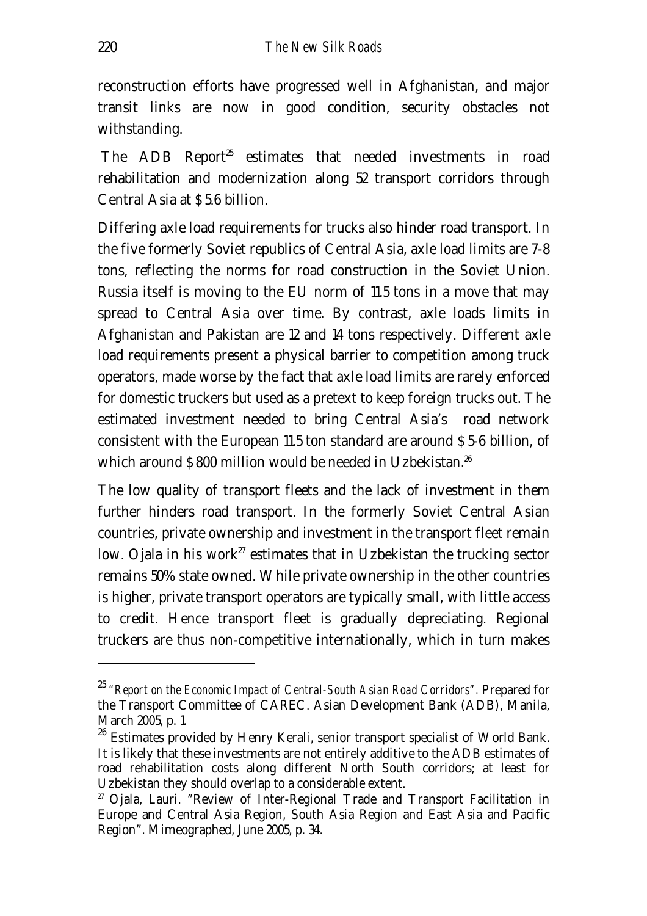reconstruction efforts have progressed well in Afghanistan, and major transit links are now in good condition, security obstacles not withstanding.

The ADB Report[25] estimates that needed investments in road rehabilitation and modernization along 52 transport corridors through Central Asia at $5.6 billion.

Differing axle load requirements for trucks also hinder road transport. In the five formerly Soviet republics of Central Asia, axle load limits are 7-8 tons, reflecting the norms for road construction in the Soviet Union. Russia itself is moving to the EU norm of 11.5 tons in a move that may spread to Central Asia over time. By contrast, axle loads limits in Afghanistan and Pakistan are 12 and 14 tons respectively. Different axle load requirements present a physical barrier to competition among truck operators, made worse by the fact that axle load limits are rarely enforced for domestic truckers but used as a pretext to keep foreign trucks out. The estimated investment needed to bring Central Asia's road network consistent with the European 11.5 ton standard are around $5-6 billion, of which around $800 million would be needed in Uzbekistan.[26]

The low quality of transport fleets and the lack of investment in them further hinders road transport. In the formerly Soviet Central Asian countries, private ownership and investment in the transport fleet remain low. Ojala in his work[27] estimates that in Uzbekistan the trucking sector remains 50% state owned. While private ownership in the other countries is higher, private transport operators are typically small, with little access to credit. Hence transport fleet is gradually depreciating. Regional truckers are thus non-competitive internationally, which in turn makes

---

[25] *"Report on the Economic Impact of Central-South Asian Road Corridors".* Prepared for the Transport Committee of CAREC. Asian Development Bank (ADB), Manila, March 2005, p. 1.

[26] Estimates provided by Henry Kerali, senior transport specialist of World Bank. It is likely that these investments are not entirely additive to the ADB estimates of road rehabilitation costs along different North South corridors; at least for Uzbekistan they should overlap to a considerable extent.

[27] Ojala, Lauri. "Review of Inter-Regional Trade and Transport Facilitation in Europe and Central Asia Region, South Asia Region and East Asia and Pacific Region". Mimeographed, June 2005, p. 34.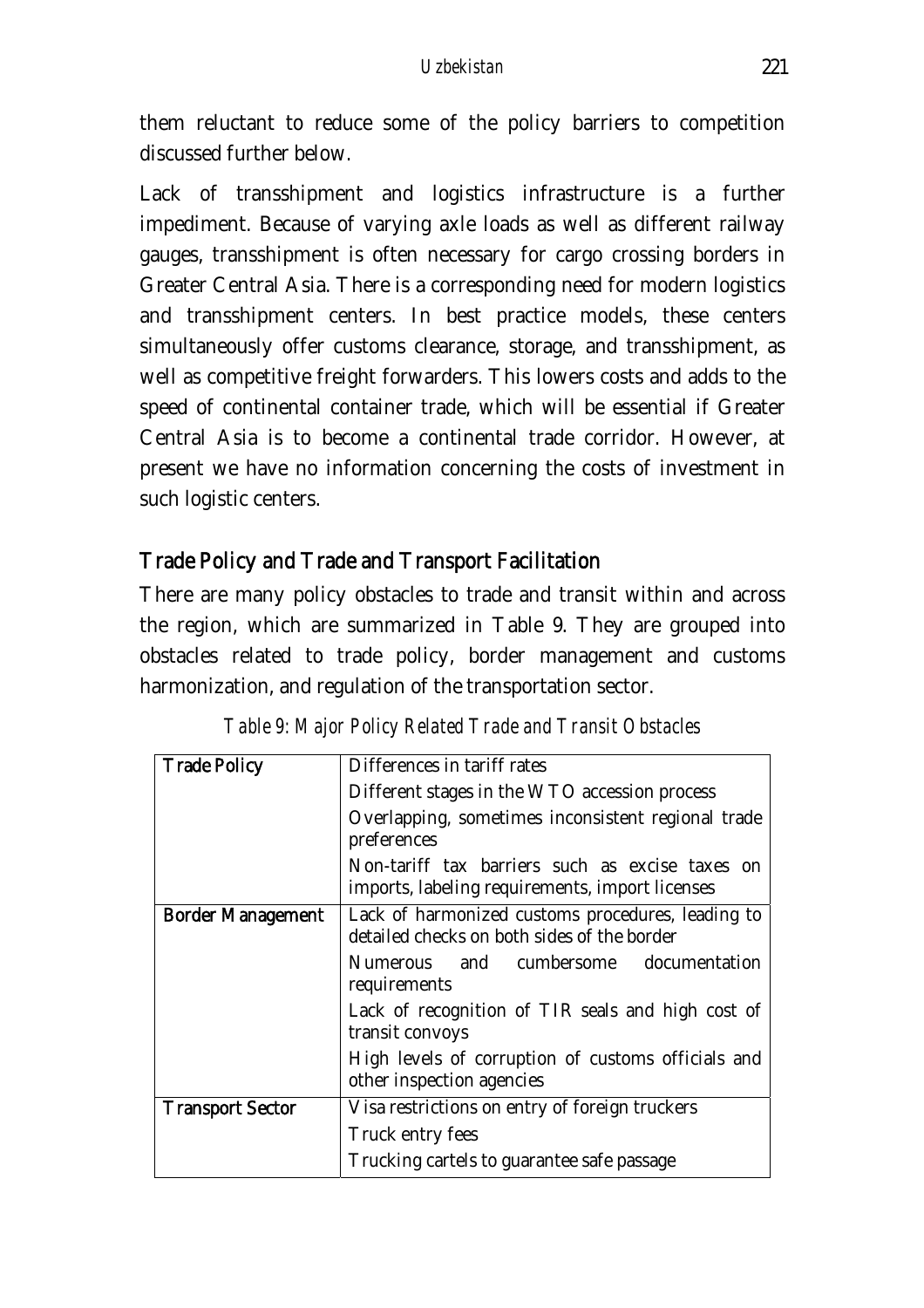them reluctant to reduce some of the policy barriers to competition discussed further below.

Lack of transshipment and logistics infrastructure is a further impediment. Because of varying axle loads as well as different railway gauges, transshipment is often necessary for cargo crossing borders in Greater Central Asia. There is a corresponding need for modern logistics and transshipment centers. In best practice models, these centers simultaneously offer customs clearance, storage, and transshipment, as well as competitive freight forwarders. This lowers costs and adds to the speed of continental container trade, which will be essential if Greater Central Asia is to become a continental trade corridor. However, at present we have no information concerning the costs of investment in such logistic centers.

## Trade Policy and Trade and Transport Facilitation

There are many policy obstacles to trade and transit within and across the region, which are summarized in Table 9. They are grouped into obstacles related to trade policy, border management and customs harmonization, and regulation of the transportation sector.

*Table 9: Major Policy Related Trade and Transit Obstacles*

| | |
|---|---|
| **Trade Policy** | Differences in tariff rates |
| | Different stages in the WTO accession process |
| | Overlapping, sometimes inconsistent regional trade preferences |
| | Non-tariff tax barriers such as excise taxes on imports, labeling requirements, import licenses |
| **Border Management** | Lack of harmonized customs procedures, leading to detailed checks on both sides of the border |
| | Numerous and cumbersome documentation requirements |
| | Lack of recognition of TIR seals and high cost of transit convoys |
| | High levels of corruption of customs officials and other inspection agencies |
| **Transport Sector** | Visa restrictions on entry of foreign truckers |
| | Truck entry fees |
| | Trucking cartels to guarantee safe passage |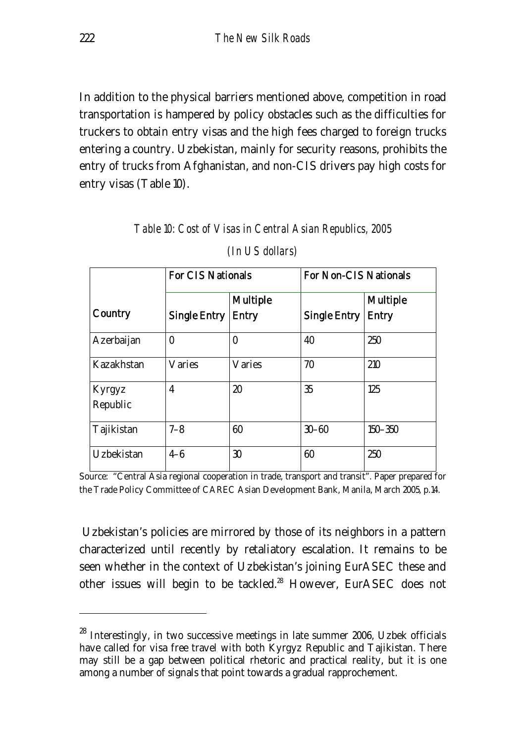In addition to the physical barriers mentioned above, competition in road transportation is hampered by policy obstacles such as the difficulties for truckers to obtain entry visas and the high fees charged to foreign trucks entering a country. Uzbekistan, mainly for security reasons, prohibits the entry of trucks from Afghanistan, and non-CIS drivers pay high costs for entry visas (Table 10).

*Table 10: Cost of Visas in Central Asian Republics, 2005*

*(In US dollars)*

| Country | For CIS Nationals | | For Non-CIS Nationals | |
|---|---|---|---|---|
| | Single Entry | Multiple Entry | Single Entry | Multiple Entry |
| Azerbaijan | 0 | 0 | 40 | 250 |
| Kazakhstan | Varies | Varies | 70 | 210 |
| Kyrgyz Republic | 4 | 20 | 35 | 125 |
| Tajikistan | 7–8 | 60 | 30–60 | 150–350 |
| Uzbekistan | 4–6 | 30 | 60 | 250 |

Source: "Central Asia regional cooperation in trade, transport and transit". Paper prepared for the Trade Policy Committee of CAREC Asian Development Bank, Manila, March 2005, p.14.

Uzbekistan's policies are mirrored by those of its neighbors in a pattern characterized until recently by retaliatory escalation. It remains to be seen whether in the context of Uzbekistan's joining EurASEC these and other issues will begin to be tackled.[28] However, EurASEC does not

[28] Interestingly, in two successive meetings in late summer 2006, Uzbek officials have called for visa free travel with both Kyrgyz Republic and Tajikistan. There may still be a gap between political rhetoric and practical reality, but it is one among a number of signals that point towards a gradual rapprochement.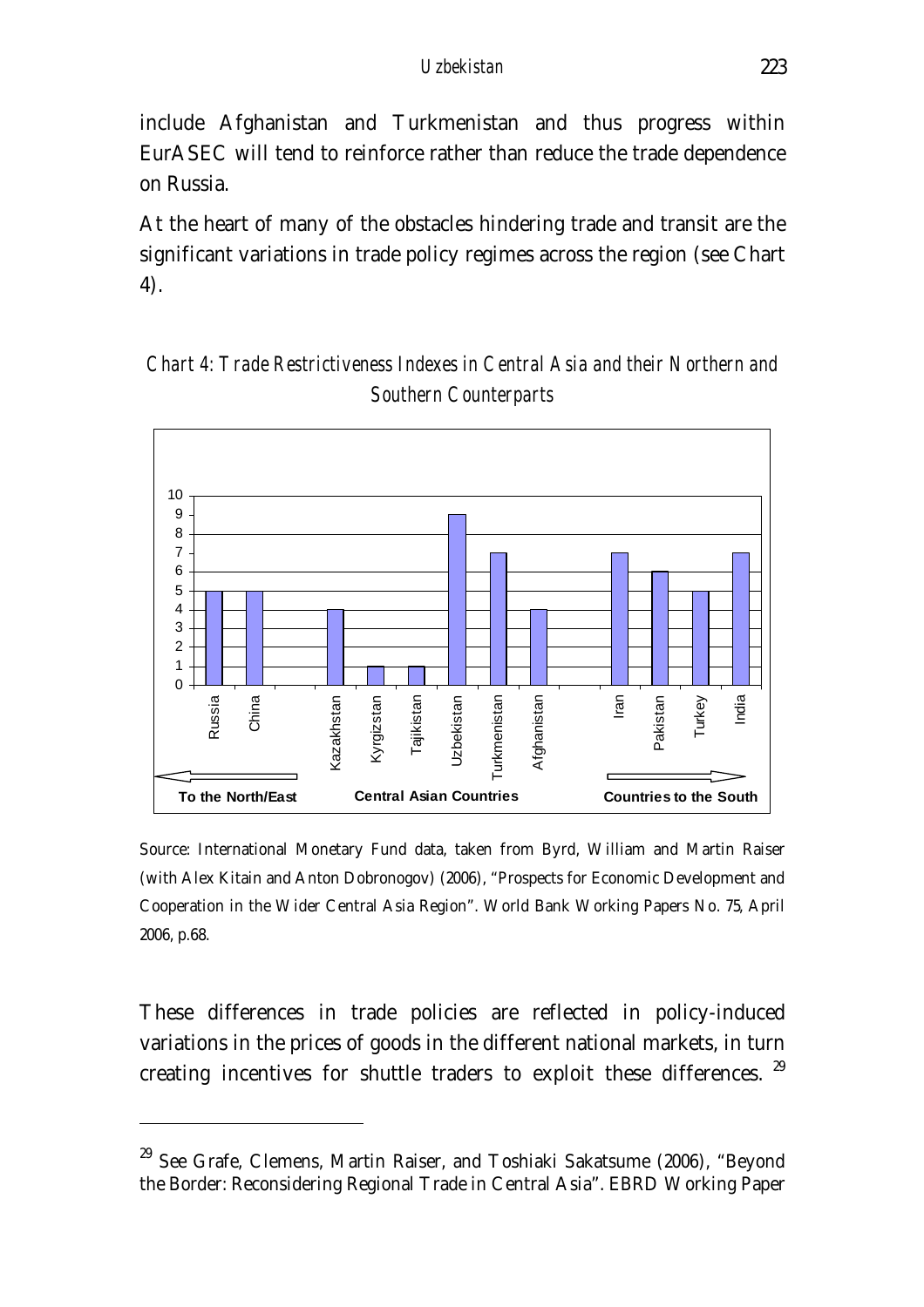include Afghanistan and Turkmenistan and thus progress within EurASEC will tend to reinforce rather than reduce the trade dependence on Russia.

At the heart of many of the obstacles hindering trade and transit are the significant variations in trade policy regimes across the region (see Chart 4).

*Chart 4: Trade Restrictiveness Indexes in Central Asia and their Northern and Southern Counterparts*

| Country | Index |
|---|---|
| Russia | 5 |
| China | 5 |
| Kazakhstan | 4 |
| Kyrgizstan | 1 |
| Tajikistan | 1 |
| Uzbekistan | 9 |
| Turkmenistan | 7 |
| Afghanistan | 4 |
| Iran | 7 |
| Pakistan | 6 |
| Turkey | 5 |
| India | 7 |

To the North/East — Central Asian Countries — Countries to the South

Source: International Monetary Fund data, taken from Byrd, William and Martin Raiser (with Alex Kitain and Anton Dobronogov) (2006), "Prospects for Economic Development and Cooperation in the Wider Central Asia Region". World Bank Working Papers No. 75, April 2006, p.68.

These differences in trade policies are reflected in policy-induced variations in the prices of goods in the different national markets, in turn creating incentives for shuttle traders to exploit these differences. [29]

[29] See Grafe, Clemens, Martin Raiser, and Toshiaki Sakatsume (2006), "Beyond the Border: Reconsidering Regional Trade in Central Asia". EBRD Working Paper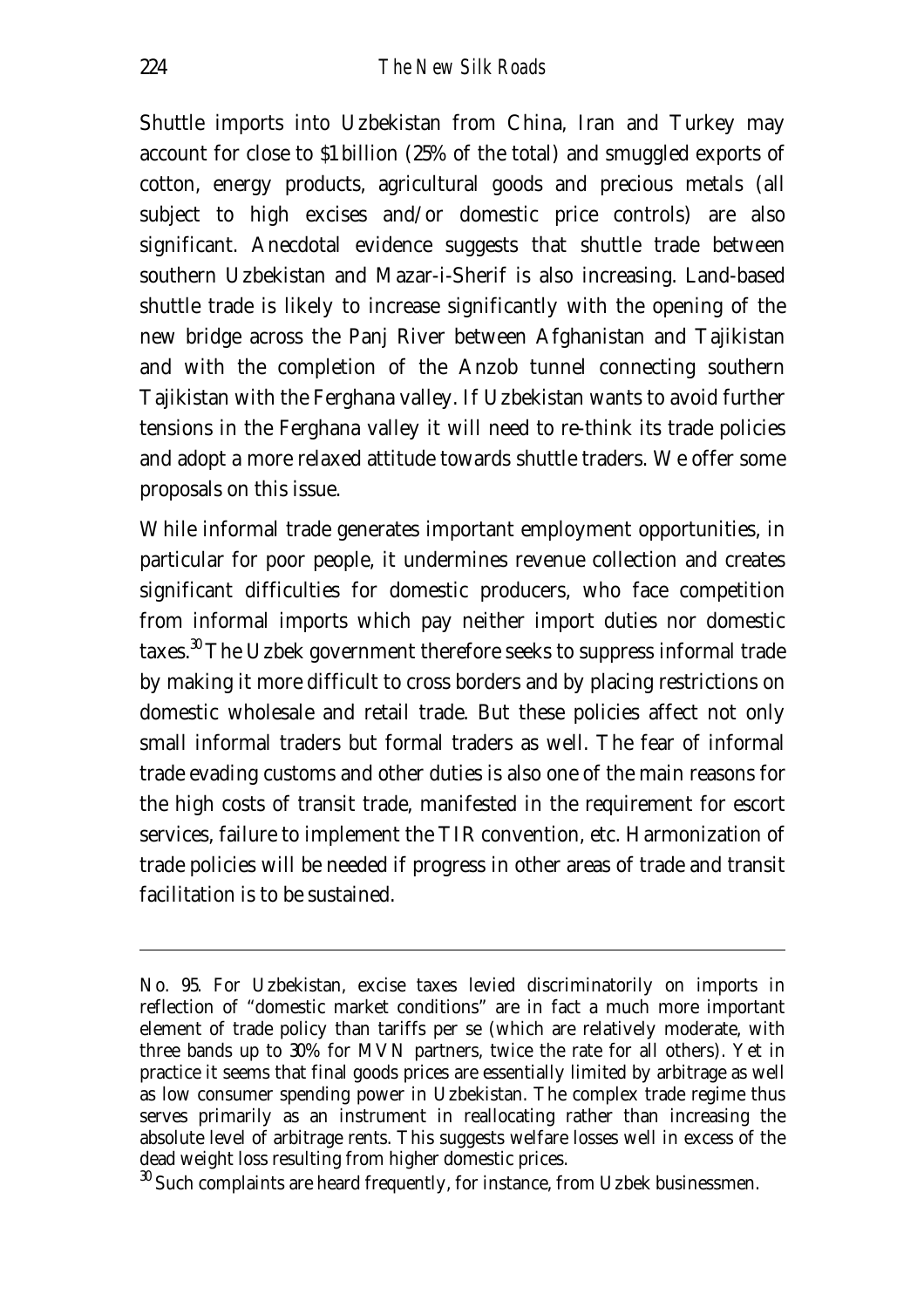Shuttle imports into Uzbekistan from China, Iran and Turkey may account for close to $1 billion (25% of the total) and smuggled exports of cotton, energy products, agricultural goods and precious metals (all subject to high excises and/or domestic price controls) are also significant. Anecdotal evidence suggests that shuttle trade between southern Uzbekistan and Mazar-i-Sherif is also increasing. Land-based shuttle trade is likely to increase significantly with the opening of the new bridge across the Panj River between Afghanistan and Tajikistan and with the completion of the Anzob tunnel connecting southern Tajikistan with the Ferghana valley. If Uzbekistan wants to avoid further tensions in the Ferghana valley it will need to re-think its trade policies and adopt a more relaxed attitude towards shuttle traders. We offer some proposals on this issue.

While informal trade generates important employment opportunities, in particular for poor people, it undermines revenue collection and creates significant difficulties for domestic producers, who face competition from informal imports which pay neither import duties nor domestic taxes.[30] The Uzbek government therefore seeks to suppress informal trade by making it more difficult to cross borders and by placing restrictions on domestic wholesale and retail trade. But these policies affect not only small informal traders but formal traders as well. The fear of informal trade evading customs and other duties is also one of the main reasons for the high costs of transit trade, manifested in the requirement for escort services, failure to implement the TIR convention, etc. Harmonization of trade policies will be needed if progress in other areas of trade and transit facilitation is to be sustained.

---

No. 95. For Uzbekistan, excise taxes levied discriminatorily on imports in reflection of "domestic market conditions" are in fact a much more important element of trade policy than tariffs per se (which are relatively moderate, with three bands up to 30% for MVN partners, twice the rate for all others). Yet in practice it seems that final goods prices are essentially limited by arbitrage as well as low consumer spending power in Uzbekistan. The complex trade regime thus serves primarily as an instrument in reallocating rather than increasing the absolute level of arbitrage rents. This suggests welfare losses well in excess of the dead weight loss resulting from higher domestic prices.

[30] Such complaints are heard frequently, for instance, from Uzbek businessmen.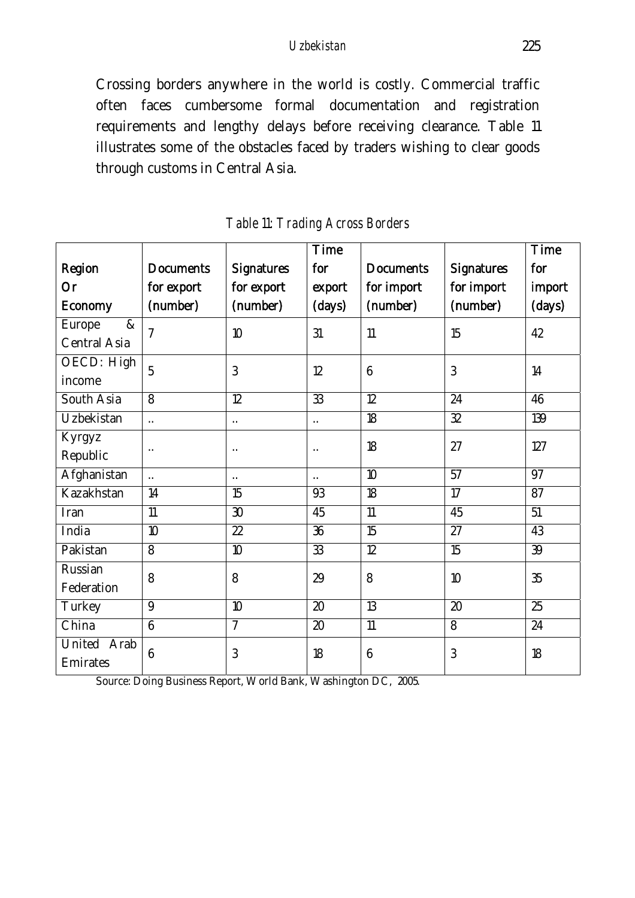Crossing borders anywhere in the world is costly. Commercial traffic often faces cumbersome formal documentation and registration requirements and lengthy delays before receiving clearance. Table 11 illustrates some of the obstacles faced by traders wishing to clear goods through customs in Central Asia.

*Table 11: Trading Across Borders*

| Region Or Economy | Documents for export (number) | Signatures for export (number) | Time for export (days) | Documents for import (number) | Signatures for import (number) | Time for import (days) |
|---|---|---|---|---|---|---|
| Europe & Central Asia | 7 | 10 | 31 | 11 | 15 | 42 |
| OECD: High income | 5 | 3 | 12 | 6 | 3 | 14 |
| South Asia | 8 | 12 | 33 | 12 | 24 | 46 |
| Uzbekistan | .. | .. | .. | 18 | 32 | 139 |
| Kyrgyz Republic | .. | .. | .. | 18 | 27 | 127 |
| Afghanistan | .. | .. | .. | 10 | 57 | 97 |
| Kazakhstan | 14 | 15 | 93 | 18 | 17 | 87 |
| Iran | 11 | 30 | 45 | 11 | 45 | 51 |
| India | 10 | 22 | 36 | 15 | 27 | 43 |
| Pakistan | 8 | 10 | 33 | 12 | 15 | 39 |
| Russian Federation | 8 | 8 | 29 | 8 | 10 | 35 |
| Turkey | 9 | 10 | 20 | 13 | 20 | 25 |
| China | 6 | 7 | 20 | 11 | 8 | 24 |
| United Arab Emirates | 6 | 3 | 18 | 6 | 3 | 18 |

Source: Doing Business Report, World Bank, Washington DC, 2005.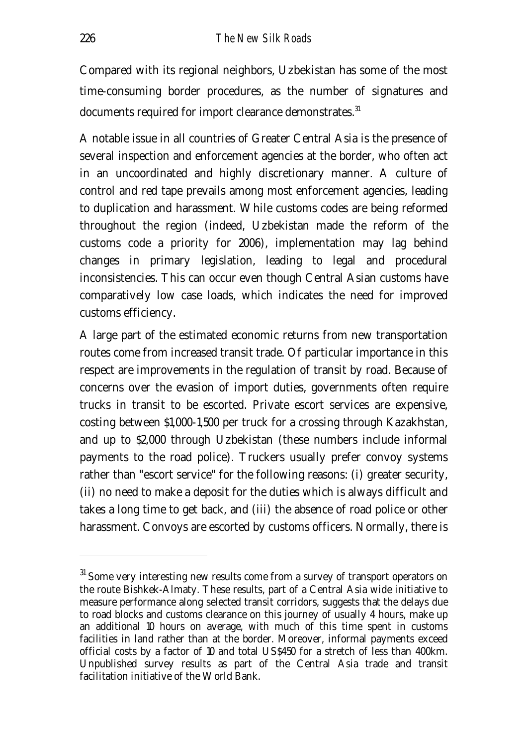Compared with its regional neighbors, Uzbekistan has some of the most time-consuming border procedures, as the number of signatures and documents required for import clearance demonstrates.[31]

A notable issue in all countries of Greater Central Asia is the presence of several inspection and enforcement agencies at the border, who often act in an uncoordinated and highly discretionary manner. A culture of control and red tape prevails among most enforcement agencies, leading to duplication and harassment. While customs codes are being reformed throughout the region (indeed, Uzbekistan made the reform of the customs code a priority for 2006), implementation may lag behind changes in primary legislation, leading to legal and procedural inconsistencies. This can occur even though Central Asian customs have comparatively low case loads, which indicates the need for improved customs efficiency.

A large part of the estimated economic returns from new transportation routes come from increased transit trade. Of particular importance in this respect are improvements in the regulation of transit by road. Because of concerns over the evasion of import duties, governments often require trucks in transit to be escorted. Private escort services are expensive, costing between $1,000-1,500 per truck for a crossing through Kazakhstan, and up to $2,000 through Uzbekistan (these numbers include informal payments to the road police). Truckers usually prefer convoy systems rather than "escort service" for the following reasons: (i) greater security, (ii) no need to make a deposit for the duties which is always difficult and takes a long time to get back, and (iii) the absence of road police or other harassment. Convoys are escorted by customs officers. Normally, there is

---

[31] Some very interesting new results come from a survey of transport operators on the route Bishkek-Almaty. These results, part of a Central Asia wide initiative to measure performance along selected transit corridors, suggests that the delays due to road blocks and customs clearance on this journey of usually 4 hours, make up an additional 10 hours on average, with much of this time spent in customs facilities in land rather than at the border. Moreover, informal payments exceed official costs by a factor of 10 and total US$450 for a stretch of less than 400km. Unpublished survey results as part of the Central Asia trade and transit facilitation initiative of the World Bank.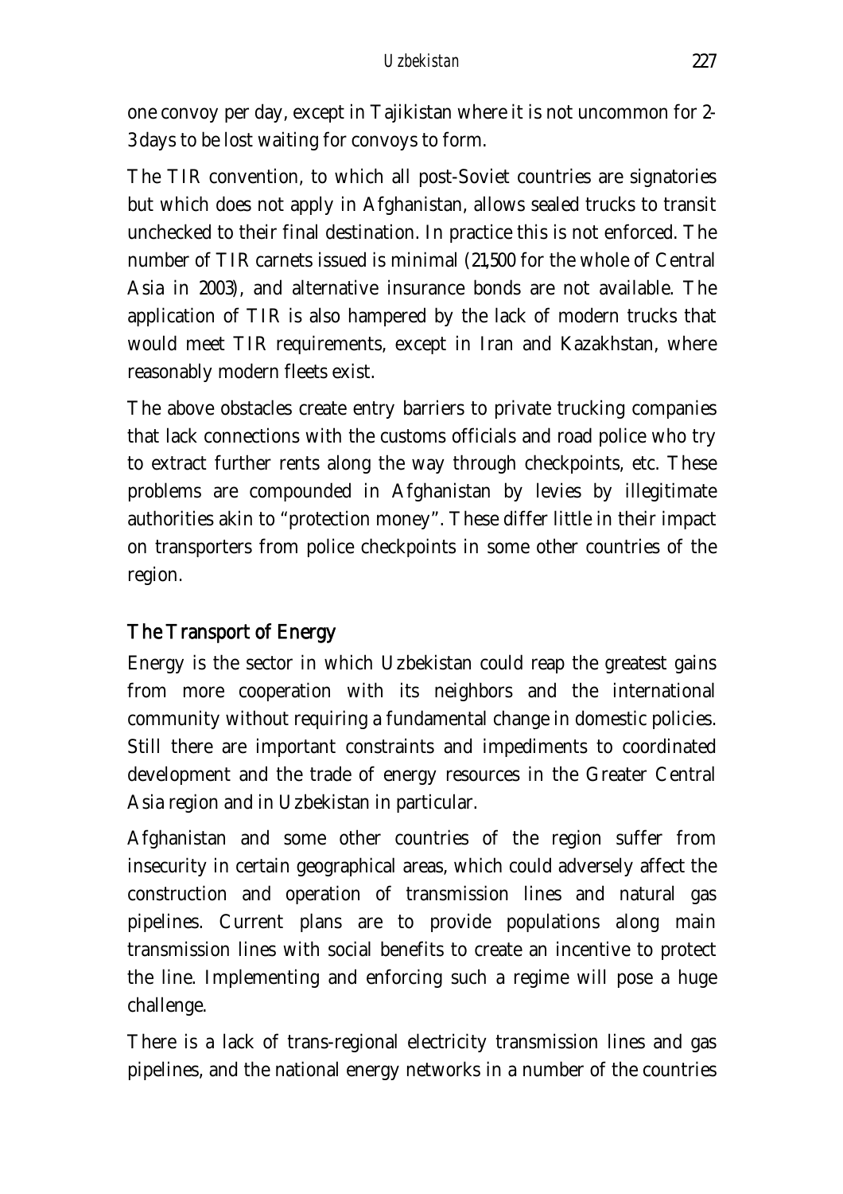one convoy per day, except in Tajikistan where it is not uncommon for 2-3 days to be lost waiting for convoys to form.

The TIR convention, to which all post-Soviet countries are signatories but which does not apply in Afghanistan, allows sealed trucks to transit unchecked to their final destination. In practice this is not enforced. The number of TIR carnets issued is minimal (21,500 for the whole of Central Asia in 2003), and alternative insurance bonds are not available. The application of TIR is also hampered by the lack of modern trucks that would meet TIR requirements, except in Iran and Kazakhstan, where reasonably modern fleets exist.

The above obstacles create entry barriers to private trucking companies that lack connections with the customs officials and road police who try to extract further rents along the way through checkpoints, etc. These problems are compounded in Afghanistan by levies by illegitimate authorities akin to "protection money". These differ little in their impact on transporters from police checkpoints in some other countries of the region.

## The Transport of Energy

Energy is the sector in which Uzbekistan could reap the greatest gains from more cooperation with its neighbors and the international community without requiring a fundamental change in domestic policies. Still there are important constraints and impediments to coordinated development and the trade of energy resources in the Greater Central Asia region and in Uzbekistan in particular.

Afghanistan and some other countries of the region suffer from insecurity in certain geographical areas, which could adversely affect the construction and operation of transmission lines and natural gas pipelines. Current plans are to provide populations along main transmission lines with social benefits to create an incentive to protect the line. Implementing and enforcing such a regime will pose a huge challenge.

There is a lack of trans-regional electricity transmission lines and gas pipelines, and the national energy networks in a number of the countries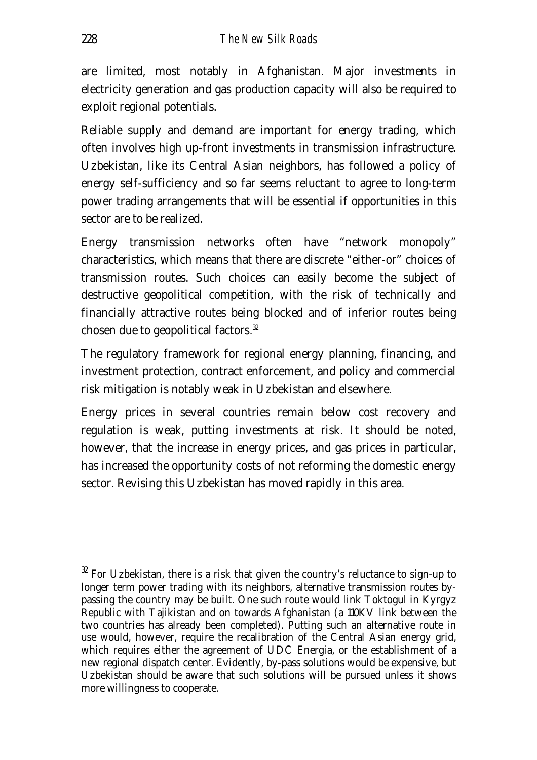are limited, most notably in Afghanistan. Major investments in electricity generation and gas production capacity will also be required to exploit regional potentials.

Reliable supply and demand are important for energy trading, which often involves high up-front investments in transmission infrastructure. Uzbekistan, like its Central Asian neighbors, has followed a policy of energy self-sufficiency and so far seems reluctant to agree to long-term power trading arrangements that will be essential if opportunities in this sector are to be realized.

Energy transmission networks often have "network monopoly" characteristics, which means that there are discrete "either-or" choices of transmission routes. Such choices can easily become the subject of destructive geopolitical competition, with the risk of technically and financially attractive routes being blocked and of inferior routes being chosen due to geopolitical factors.[32]

The regulatory framework for regional energy planning, financing, and investment protection, contract enforcement, and policy and commercial risk mitigation is notably weak in Uzbekistan and elsewhere.

Energy prices in several countries remain below cost recovery and regulation is weak, putting investments at risk. It should be noted, however, that the increase in energy prices, and gas prices in particular, has increased the opportunity costs of not reforming the domestic energy sector. Revising this Uzbekistan has moved rapidly in this area.

---

[32] For Uzbekistan, there is a risk that given the country's reluctance to sign-up to longer term power trading with its neighbors, alternative transmission routes by-passing the country may be built. One such route would link Toktogul in Kyrgyz Republic with Tajikistan and on towards Afghanistan (a 110KV link between the two countries has already been completed). Putting such an alternative route in use would, however, require the recalibration of the Central Asian energy grid, which requires either the agreement of UDC Energia, or the establishment of a new regional dispatch center. Evidently, by-pass solutions would be expensive, but Uzbekistan should be aware that such solutions will be pursued unless it shows more willingness to cooperate.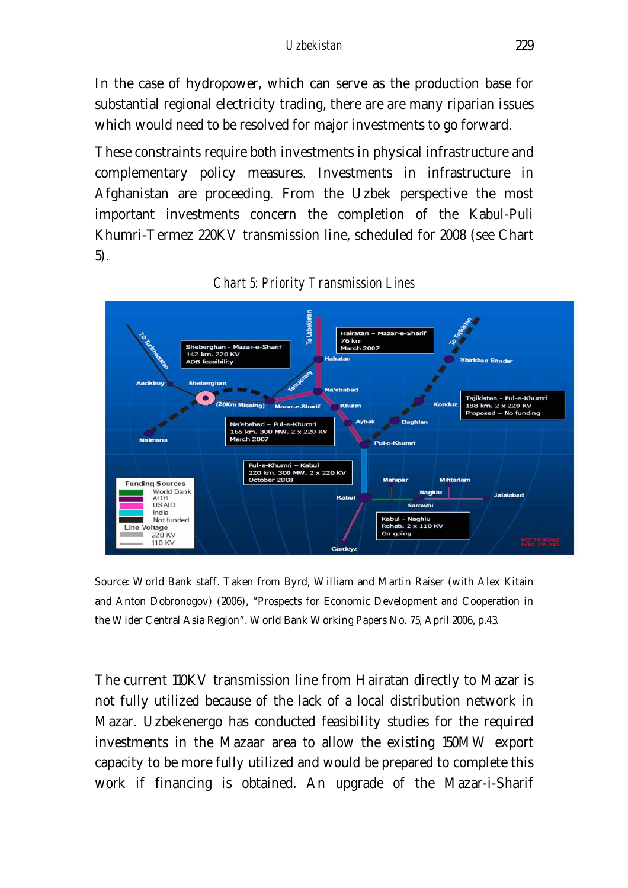In the case of hydropower, which can serve as the production base for substantial regional electricity trading, there are are many riparian issues which would need to be resolved for major investments to go forward.

These constraints require both investments in physical infrastructure and complementary policy measures. Investments in infrastructure in Afghanistan are proceeding. From the Uzbek perspective the most important investments concern the completion of the Kabul-Puli Khumri-Termez 220KV transmission line, scheduled for 2008 (see Chart 5).

*Chart 5: Priority Transmission Lines*

Source: World Bank staff. Taken from Byrd, William and Martin Raiser (with Alex Kitain and Anton Dobronogov) (2006), "Prospects for Economic Development and Cooperation in the Wider Central Asia Region". World Bank Working Papers No. 75, April 2006, p.43.

The current 110KV transmission line from Hairatan directly to Mazar is not fully utilized because of the lack of a local distribution network in Mazar. Uzbekenergo has conducted feasibility studies for the required investments in the Mazaar area to allow the existing 150MW export capacity to be more fully utilized and would be prepared to complete this work if financing is obtained. An upgrade of the Mazar-i-Sharif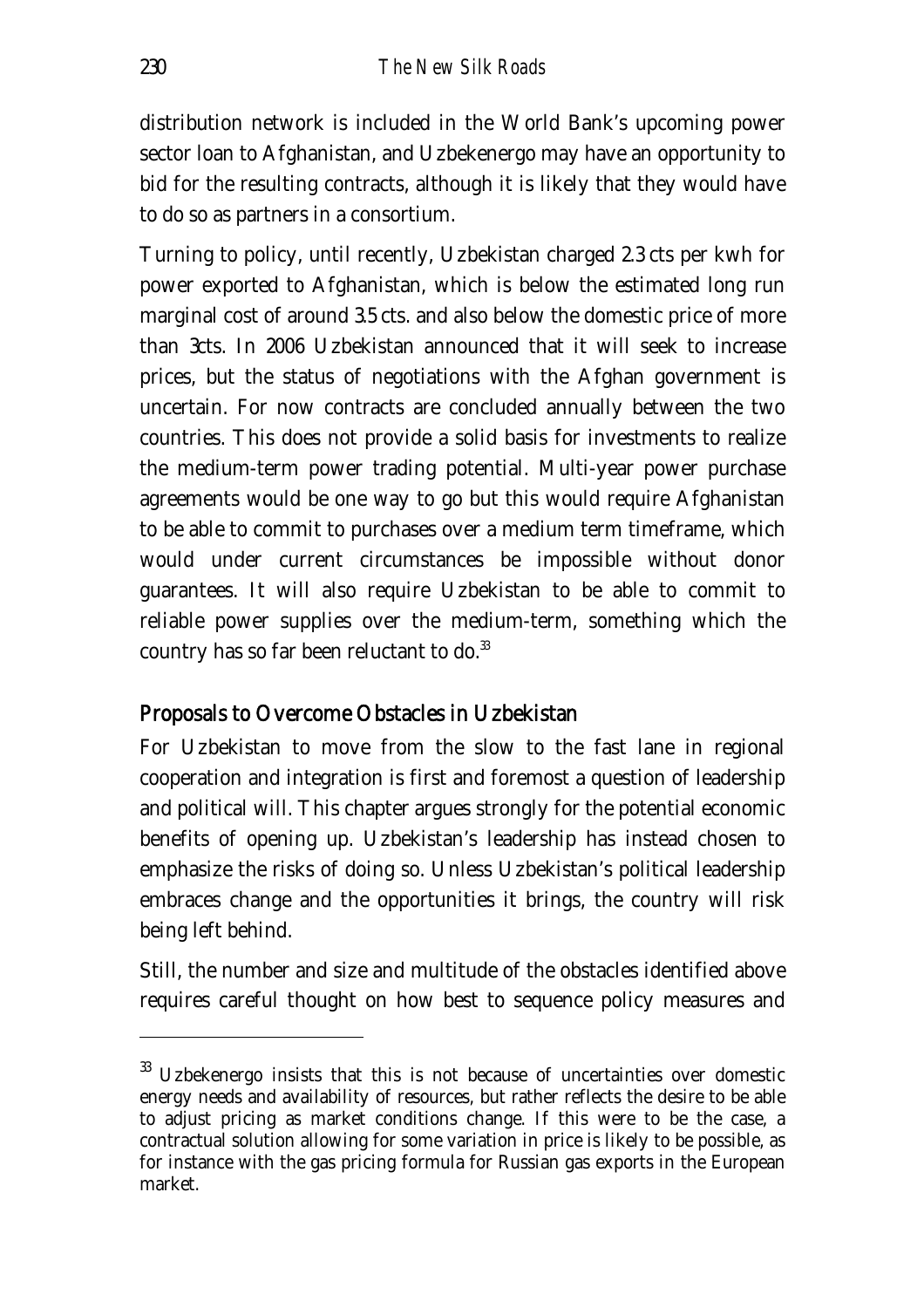distribution network is included in the World Bank's upcoming power sector loan to Afghanistan, and Uzbekenergo may have an opportunity to bid for the resulting contracts, although it is likely that they would have to do so as partners in a consortium.

Turning to policy, until recently, Uzbekistan charged 2.3 cts per kwh for power exported to Afghanistan, which is below the estimated long run marginal cost of around 3.5 cts. and also below the domestic price of more than 3cts. In 2006 Uzbekistan announced that it will seek to increase prices, but the status of negotiations with the Afghan government is uncertain. For now contracts are concluded annually between the two countries. This does not provide a solid basis for investments to realize the medium-term power trading potential. Multi-year power purchase agreements would be one way to go but this would require Afghanistan to be able to commit to purchases over a medium term timeframe, which would under current circumstances be impossible without donor guarantees. It will also require Uzbekistan to be able to commit to reliable power supplies over the medium-term, something which the country has so far been reluctant to do.[33]

## Proposals to Overcome Obstacles in Uzbekistan

For Uzbekistan to move from the slow to the fast lane in regional cooperation and integration is first and foremost a question of leadership and political will. This chapter argues strongly for the potential economic benefits of opening up. Uzbekistan's leadership has instead chosen to emphasize the risks of doing so. Unless Uzbekistan's political leadership embraces change and the opportunities it brings, the country will risk being left behind.

Still, the number and size and multitude of the obstacles identified above requires careful thought on how best to sequence policy measures and

[33] Uzbekenergo insists that this is not because of uncertainties over domestic energy needs and availability of resources, but rather reflects the desire to be able to adjust pricing as market conditions change. If this were to be the case, a contractual solution allowing for some variation in price is likely to be possible, as for instance with the gas pricing formula for Russian gas exports in the European market.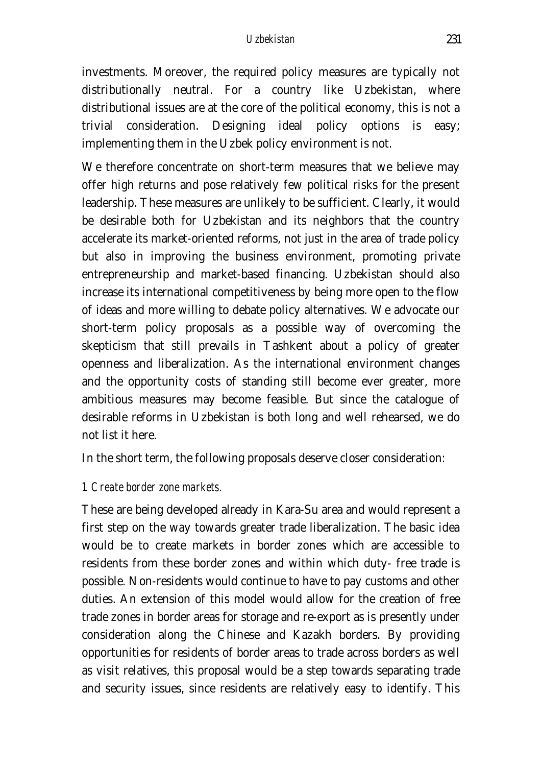investments. Moreover, the required policy measures are typically not distributionally neutral. For a country like Uzbekistan, where distributional issues are at the core of the political economy, this is not a trivial consideration. Designing ideal policy options is easy; implementing them in the Uzbek policy environment is not.

We therefore concentrate on short-term measures that we believe may offer high returns and pose relatively few political risks for the present leadership. These measures are unlikely to be sufficient. Clearly, it would be desirable both for Uzbekistan and its neighbors that the country accelerate its market-oriented reforms, not just in the area of trade policy but also in improving the business environment, promoting private entrepreneurship and market-based financing. Uzbekistan should also increase its international competitiveness by being more open to the flow of ideas and more willing to debate policy alternatives. We advocate our short-term policy proposals as a possible way of overcoming the skepticism that still prevails in Tashkent about a policy of greater openness and liberalization. As the international environment changes and the opportunity costs of standing still become ever greater, more ambitious measures may become feasible. But since the catalogue of desirable reforms in Uzbekistan is both long and well rehearsed, we do not list it here.

In the short term, the following proposals deserve closer consideration:

*1. Create border zone markets.*

These are being developed already in Kara-Su area and would represent a first step on the way towards greater trade liberalization. The basic idea would be to create markets in border zones which are accessible to residents from these border zones and within which duty- free trade is possible. Non-residents would continue to have to pay customs and other duties. An extension of this model would allow for the creation of free trade zones in border areas for storage and re-export as is presently under consideration along the Chinese and Kazakh borders. By providing opportunities for residents of border areas to trade across borders as well as visit relatives, this proposal would be a step towards separating trade and security issues, since residents are relatively easy to identify. This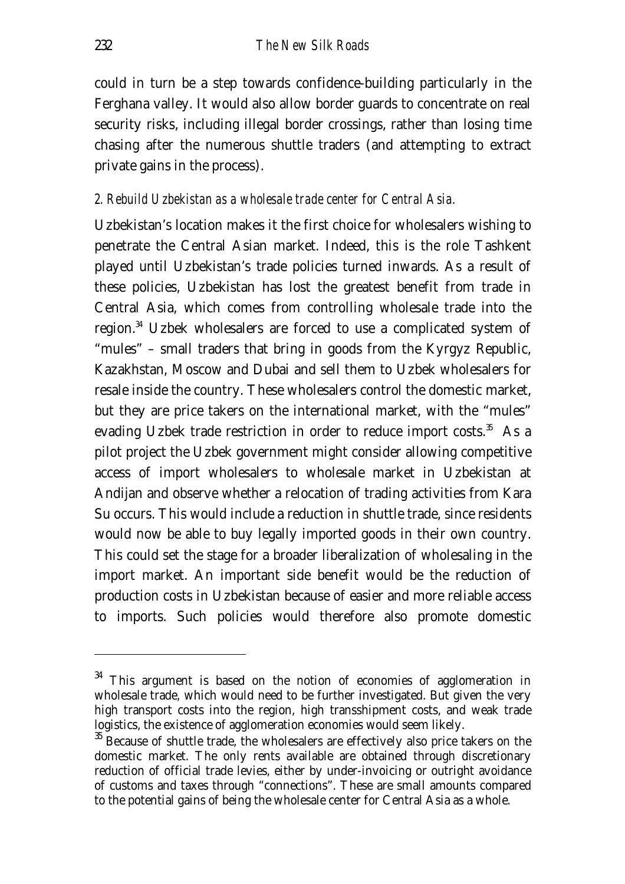could in turn be a step towards confidence-building particularly in the Ferghana valley. It would also allow border guards to concentrate on real security risks, including illegal border crossings, rather than losing time chasing after the numerous shuttle traders (and attempting to extract private gains in the process).

*2. Rebuild Uzbekistan as a wholesale trade center for Central Asia.*

Uzbekistan's location makes it the first choice for wholesalers wishing to penetrate the Central Asian market. Indeed, this is the role Tashkent played until Uzbekistan's trade policies turned inwards. As a result of these policies, Uzbekistan has lost the greatest benefit from trade in Central Asia, which comes from controlling wholesale trade into the region.[34] Uzbek wholesalers are forced to use a complicated system of "mules" – small traders that bring in goods from the Kyrgyz Republic, Kazakhstan, Moscow and Dubai and sell them to Uzbek wholesalers for resale inside the country. These wholesalers control the domestic market, but they are price takers on the international market, with the "mules" evading Uzbek trade restriction in order to reduce import costs.[35] As a pilot project the Uzbek government might consider allowing competitive access of import wholesalers to wholesale market in Uzbekistan at Andijan and observe whether a relocation of trading activities from Kara Su occurs. This would include a reduction in shuttle trade, since residents would now be able to buy legally imported goods in their own country. This could set the stage for a broader liberalization of wholesaling in the import market. An important side benefit would be the reduction of production costs in Uzbekistan because of easier and more reliable access to imports. Such policies would therefore also promote domestic

---

[34] This argument is based on the notion of economies of agglomeration in wholesale trade, which would need to be further investigated. But given the very high transport costs into the region, high transshipment costs, and weak trade logistics, the existence of agglomeration economies would seem likely.

[35] Because of shuttle trade, the wholesalers are effectively also price takers on the domestic market. The only rents available are obtained through discretionary reduction of official trade levies, either by under-invoicing or outright avoidance of customs and taxes through "connections". These are small amounts compared to the potential gains of being the wholesale center for Central Asia as a whole.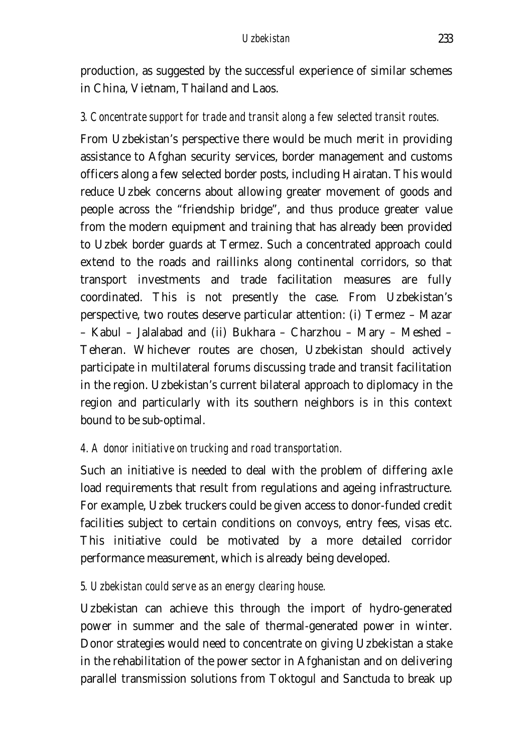production, as suggested by the successful experience of similar schemes in China, Vietnam, Thailand and Laos.

*3. Concentrate support for trade and transit along a few selected transit routes.*

From Uzbekistan's perspective there would be much merit in providing assistance to Afghan security services, border management and customs officers along a few selected border posts, including Hairatan. This would reduce Uzbek concerns about allowing greater movement of goods and people across the "friendship bridge", and thus produce greater value from the modern equipment and training that has already been provided to Uzbek border guards at Termez. Such a concentrated approach could extend to the roads and raillinks along continental corridors, so that transport investments and trade facilitation measures are fully coordinated. This is not presently the case. From Uzbekistan's perspective, two routes deserve particular attention: (i) Termez – Mazar – Kabul – Jalalabad and (ii) Bukhara – Charzhou – Mary – Meshed – Teheran. Whichever routes are chosen, Uzbekistan should actively participate in multilateral forums discussing trade and transit facilitation in the region. Uzbekistan's current bilateral approach to diplomacy in the region and particularly with its southern neighbors is in this context bound to be sub-optimal.

*4. A donor initiative on trucking and road transportation.*

Such an initiative is needed to deal with the problem of differing axle load requirements that result from regulations and ageing infrastructure. For example, Uzbek truckers could be given access to donor-funded credit facilities subject to certain conditions on convoys, entry fees, visas etc. This initiative could be motivated by a more detailed corridor performance measurement, which is already being developed.

*5. Uzbekistan could serve as an energy clearing house.*

Uzbekistan can achieve this through the import of hydro-generated power in summer and the sale of thermal-generated power in winter. Donor strategies would need to concentrate on giving Uzbekistan a stake in the rehabilitation of the power sector in Afghanistan and on delivering parallel transmission solutions from Toktogul and Sanctuda to break up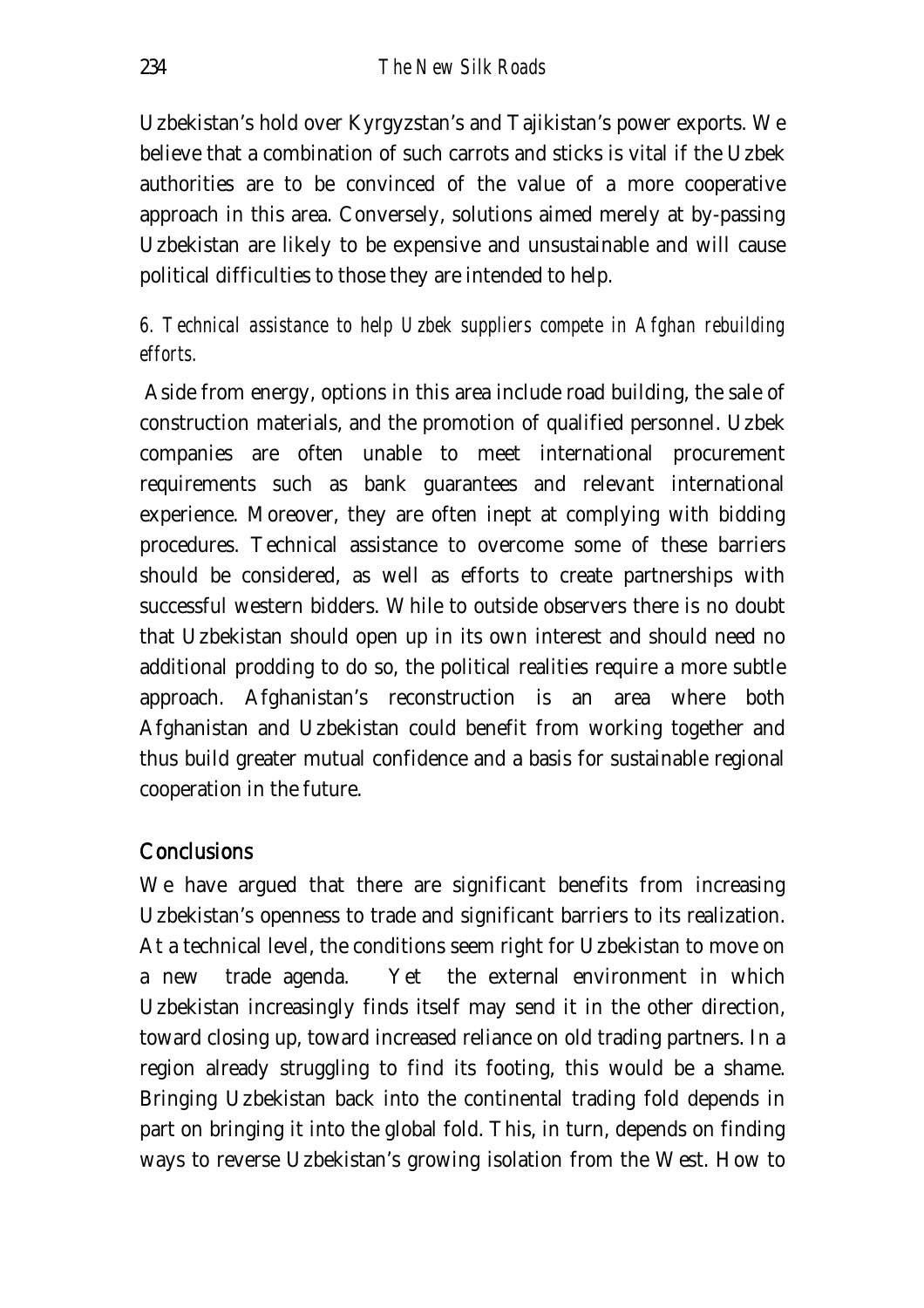Uzbekistan's hold over Kyrgyzstan's and Tajikistan's power exports. We believe that a combination of such carrots and sticks is vital if the Uzbek authorities are to be convinced of the value of a more cooperative approach in this area. Conversely, solutions aimed merely at by-passing Uzbekistan are likely to be expensive and unsustainable and will cause political difficulties to those they are intended to help.

*6. Technical assistance to help Uzbek suppliers compete in Afghan rebuilding efforts.*

Aside from energy, options in this area include road building, the sale of construction materials, and the promotion of qualified personnel. Uzbek companies are often unable to meet international procurement requirements such as bank guarantees and relevant international experience. Moreover, they are often inept at complying with bidding procedures. Technical assistance to overcome some of these barriers should be considered, as well as efforts to create partnerships with successful western bidders. While to outside observers there is no doubt that Uzbekistan should open up in its own interest and should need no additional prodding to do so, the political realities require a more subtle approach. Afghanistan's reconstruction is an area where both Afghanistan and Uzbekistan could benefit from working together and thus build greater mutual confidence and a basis for sustainable regional cooperation in the future.

## Conclusions

We have argued that there are significant benefits from increasing Uzbekistan's openness to trade and significant barriers to its realization. At a technical level, the conditions seem right for Uzbekistan to move on a new trade agenda. Yet the external environment in which Uzbekistan increasingly finds itself may send it in the other direction, toward closing up, toward increased reliance on old trading partners. In a region already struggling to find its footing, this would be a shame. Bringing Uzbekistan back into the continental trading fold depends in part on bringing it into the global fold. This, in turn, depends on finding ways to reverse Uzbekistan's growing isolation from the West. How to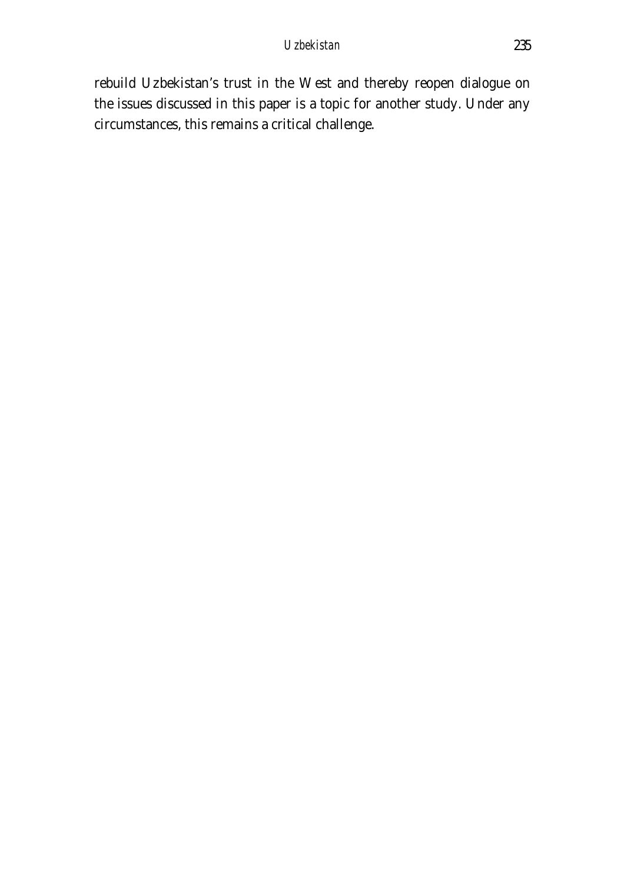rebuild Uzbekistan's trust in the West and thereby reopen dialogue on the issues discussed in this paper is a topic for another study. Under any circumstances, this remains a critical challenge.